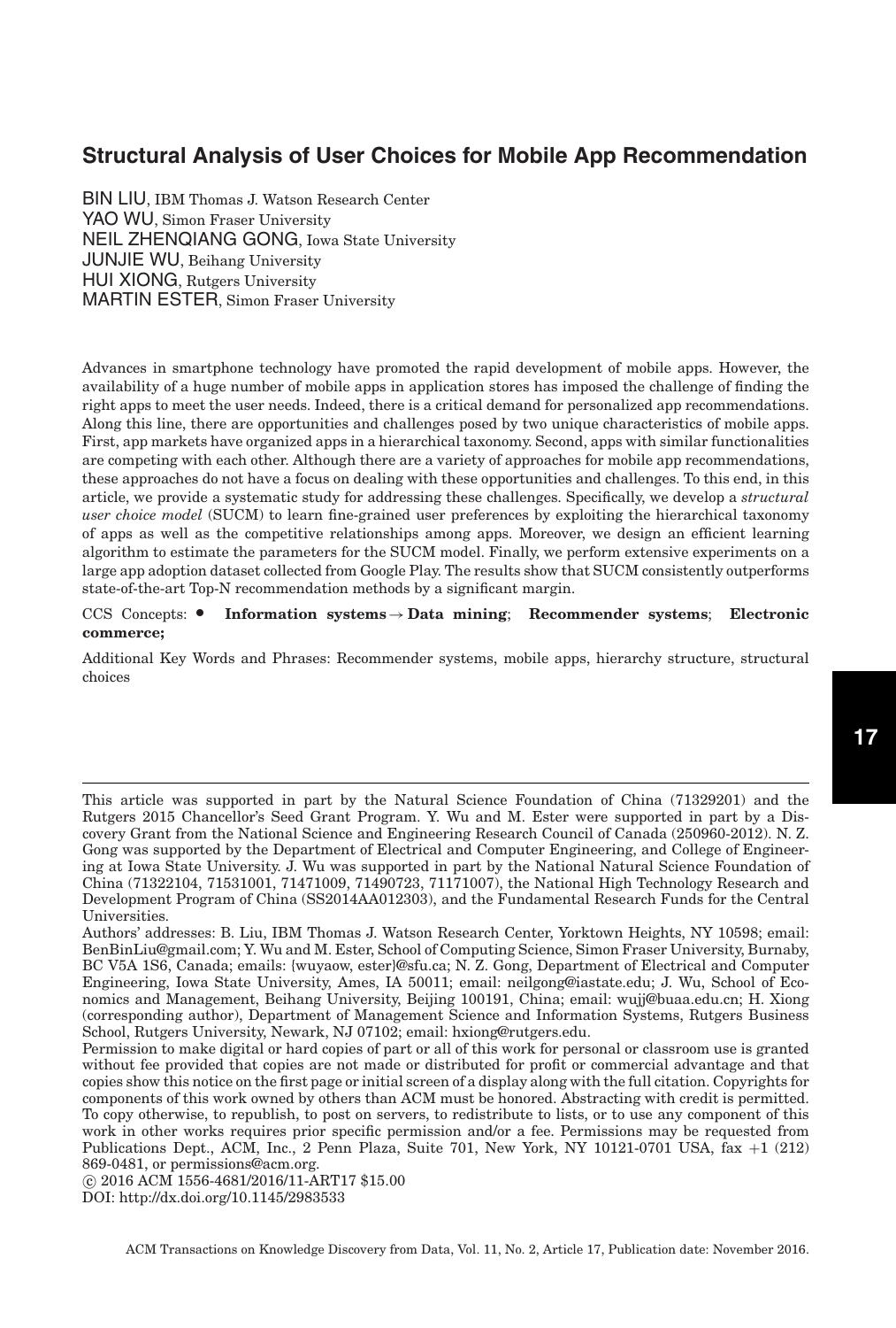# Structural Analysis of User Choices for Mobile App Recommendation

BIN LIU, IBM Thomas J. Watson Research Center
YAO WU, Simon Fraser University
NEIL ZHENQIANG GONG, Iowa State University
JUNJIE WU, Beihang University
HUI XIONG, Rutgers University
MARTIN ESTER, Simon Fraser University

Advances in smartphone technology have promoted the rapid development of mobile apps. However, the availability of a huge number of mobile apps in application stores has imposed the challenge of finding the right apps to meet the user needs. Indeed, there is a critical demand for personalized app recommendations. Along this line, there are opportunities and challenges posed by two unique characteristics of mobile apps. First, app markets have organized apps in a hierarchical taxonomy. Second, apps with similar functionalities are competing with each other. Although there are a variety of approaches for mobile app recommendations, these approaches do not have a focus on dealing with these opportunities and challenges. To this end, in this article, we provide a systematic study for addressing these challenges. Specifically, we develop a *structural user choice model* (SUCM) to learn fine-grained user preferences by exploiting the hierarchical taxonomy of apps as well as the competitive relationships among apps. Moreover, we design an efficient learning algorithm to estimate the parameters for the SUCM model. Finally, we perform extensive experiments on a large app adoption dataset collected from Google Play. The results show that SUCM consistently outperforms state-of-the-art Top-N recommendation methods by a significant margin.

CCS Concepts: • **Information systems → Data mining**; **Recommender systems**; **Electronic commerce;**

Additional Key Words and Phrases: Recommender systems, mobile apps, hierarchy structure, structural choices

This article was supported in part by the Natural Science Foundation of China (71329201) and the Rutgers 2015 Chancellor's Seed Grant Program. Y. Wu and M. Ester were supported in part by a Discovery Grant from the National Science and Engineering Research Council of Canada (250960-2012). N. Z. Gong was supported by the Department of Electrical and Computer Engineering, and College of Engineering at Iowa State University. J. Wu was supported in part by the National Natural Science Foundation of China (71322104, 71531001, 71471009, 71490723, 71171007), the National High Technology Research and Development Program of China (SS2014AA012303), and the Fundamental Research Funds for the Central Universities.

Authors' addresses: B. Liu, IBM Thomas J. Watson Research Center, Yorktown Heights, NY 10598; email: BenBinLiu@gmail.com; Y. Wu and M. Ester, School of Computing Science, Simon Fraser University, Burnaby, BC V5A 1S6, Canada; emails: {wuyaow, ester}@sfu.ca; N. Z. Gong, Department of Electrical and Computer Engineering, Iowa State University, Ames, IA 50011; email: neilgong@iastate.edu; J. Wu, School of Economics and Management, Beihang University, Beijing 100191, China; email: wujj@buaa.edu.cn; H. Xiong (corresponding author), Department of Management Science and Information Systems, Rutgers Business School, Rutgers University, Newark, NJ 07102; email: hxiong@rutgers.edu.

Permission to make digital or hard copies of part or all of this work for personal or classroom use is granted without fee provided that copies are not made or distributed for profit or commercial advantage and that copies show this notice on the first page or initial screen of a display along with the full citation. Copyrights for components of this work owned by others than ACM must be honored. Abstracting with credit is permitted. To copy otherwise, to republish, to post on servers, to redistribute to lists, or to use any component of this work in other works requires prior specific permission and/or a fee. Permissions may be requested from Publications Dept., ACM, Inc., 2 Penn Plaza, Suite 701, New York, NY 10121-0701 USA, fax +1 (212) 869-0481, or permissions@acm.org.

© 2016 ACM 1556-4681/2016/11-ART17 $15.00

DOI: http://dx.doi.org/10.1145/2983533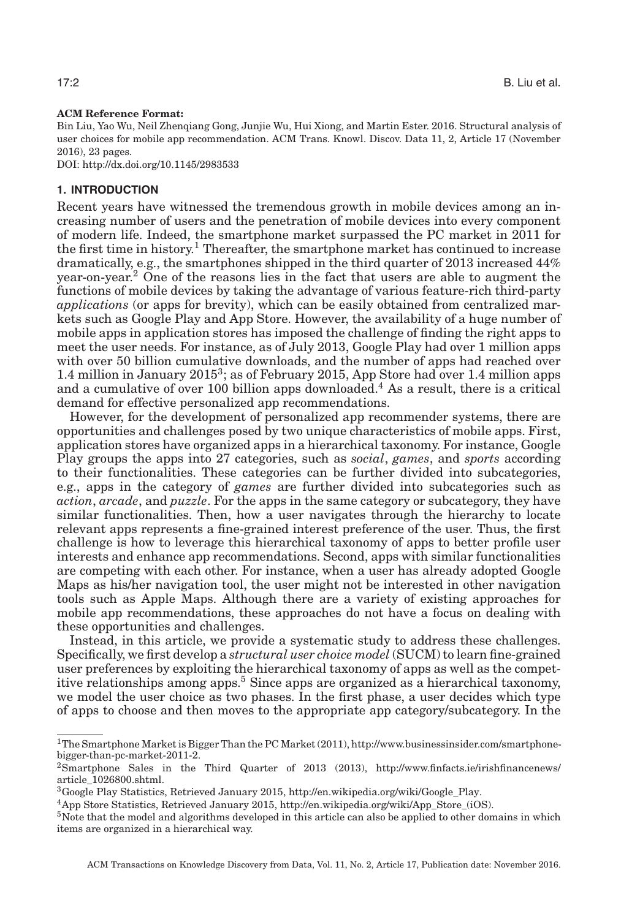**ACM Reference Format:**

Bin Liu, Yao Wu, Neil Zhenqiang Gong, Junjie Wu, Hui Xiong, and Martin Ester. 2016. Structural analysis of user choices for mobile app recommendation. ACM Trans. Knowl. Discov. Data 11, 2, Article 17 (November 2016), 23 pages.

DOI: http://dx.doi.org/10.1145/2983533

## 1. INTRODUCTION

Recent years have witnessed the tremendous growth in mobile devices among an increasing number of users and the penetration of mobile devices into every component of modern life. Indeed, the smartphone market surpassed the PC market in 2011 for the first time in history.[1] Thereafter, the smartphone market has continued to increase dramatically, e.g., the smartphones shipped in the third quarter of 2013 increased 44% year-on-year.[2] One of the reasons lies in the fact that users are able to augment the functions of mobile devices by taking the advantage of various feature-rich third-party *applications* (or apps for brevity), which can be easily obtained from centralized markets such as Google Play and App Store. However, the availability of a huge number of mobile apps in application stores has imposed the challenge of finding the right apps to meet the user needs. For instance, as of July 2013, Google Play had over 1 million apps with over 50 billion cumulative downloads, and the number of apps had reached over 1.4 million in January 2015[3]; as of February 2015, App Store had over 1.4 million apps and a cumulative of over 100 billion apps downloaded.[4] As a result, there is a critical demand for effective personalized app recommendations.

However, for the development of personalized app recommender systems, there are opportunities and challenges posed by two unique characteristics of mobile apps. First, application stores have organized apps in a hierarchical taxonomy. For instance, Google Play groups the apps into 27 categories, such as *social*, *games*, and *sports* according to their functionalities. These categories can be further divided into subcategories, e.g., apps in the category of *games* are further divided into subcategories such as *action*, *arcade*, and *puzzle*. For the apps in the same category or subcategory, they have similar functionalities. Then, how a user navigates through the hierarchy to locate relevant apps represents a fine-grained interest preference of the user. Thus, the first challenge is how to leverage this hierarchical taxonomy of apps to better profile user interests and enhance app recommendations. Second, apps with similar functionalities are competing with each other. For instance, when a user has already adopted Google Maps as his/her navigation tool, the user might not be interested in other navigation tools such as Apple Maps. Although there are a variety of existing approaches for mobile app recommendations, these approaches do not have a focus on dealing with these opportunities and challenges.

Instead, in this article, we provide a systematic study to address these challenges. Specifically, we first develop a *structural user choice model* (SUCM) to learn fine-grained user preferences by exploiting the hierarchical taxonomy of apps as well as the competitive relationships among apps.[5] Since apps are organized as a hierarchical taxonomy, we model the user choice as two phases. In the first phase, a user decides which type of apps to choose and then moves to the appropriate app category/subcategory. In the

---

[1] The Smartphone Market is Bigger Than the PC Market (2011), http://www.businessinsider.com/smartphone-bigger-than-pc-market-2011-2.

[2] Smartphone Sales in the Third Quarter of 2013 (2013), http://www.finfacts.ie/irishfinancenews/article_1026800.shtml.

[3] Google Play Statistics, Retrieved January 2015, http://en.wikipedia.org/wiki/Google_Play.

[4] App Store Statistics, Retrieved January 2015, http://en.wikipedia.org/wiki/App_Store_(iOS).

[5] Note that the model and algorithms developed in this article can also be applied to other domains in which items are organized in a hierarchical way.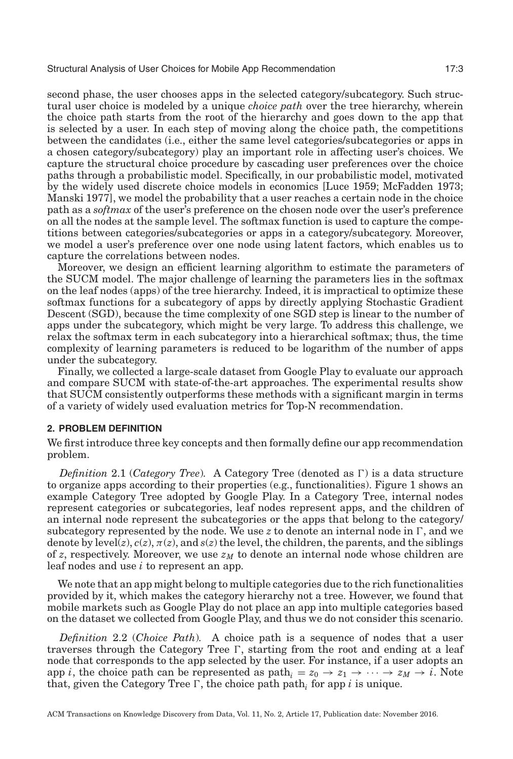second phase, the user chooses apps in the selected category/subcategory. Such structural user choice is modeled by a unique *choice path* over the tree hierarchy, wherein the choice path starts from the root of the hierarchy and goes down to the app that is selected by a user. In each step of moving along the choice path, the competitions between the candidates (i.e., either the same level categories/subcategories or apps in a chosen category/subcategory) play an important role in affecting user's choices. We capture the structural choice procedure by cascading user preferences over the choice paths through a probabilistic model. Specifically, in our probabilistic model, motivated by the widely used discrete choice models in economics [Luce 1959; McFadden 1973; Manski 1977], we model the probability that a user reaches a certain node in the choice path as a *softmax* of the user's preference on the chosen node over the user's preference on all the nodes at the sample level. The softmax function is used to capture the competitions between categories/subcategories or apps in a category/subcategory. Moreover, we model a user's preference over one node using latent factors, which enables us to capture the correlations between nodes.

Moreover, we design an efficient learning algorithm to estimate the parameters of the SUCM model. The major challenge of learning the parameters lies in the softmax on the leaf nodes (apps) of the tree hierarchy. Indeed, it is impractical to optimize these softmax functions for a subcategory of apps by directly applying Stochastic Gradient Descent (SGD), because the time complexity of one SGD step is linear to the number of apps under the subcategory, which might be very large. To address this challenge, we relax the softmax term in each subcategory into a hierarchical softmax; thus, the time complexity of learning parameters is reduced to be logarithm of the number of apps under the subcategory.

Finally, we collected a large-scale dataset from Google Play to evaluate our approach and compare SUCM with state-of-the-art approaches. The experimental results show that SUCM consistently outperforms these methods with a significant margin in terms of a variety of widely used evaluation metrics for Top-N recommendation.

## 2. PROBLEM DEFINITION

We first introduce three key concepts and then formally define our app recommendation problem.

*Definition* 2.1 (*Category Tree*). A Category Tree (denoted as $\Gamma$) is a data structure to organize apps according to their properties (e.g., functionalities). Figure 1 shows an example Category Tree adopted by Google Play. In a Category Tree, internal nodes represent categories or subcategories, leaf nodes represent apps, and the children of an internal node represent the subcategories or the apps that belong to the category/subcategory represented by the node. We use $z$ to denote an internal node in $\Gamma$, and we denote by $\text{level}(z)$, $c(z)$, $\pi(z)$, and $s(z)$ the level, the children, the parents, and the siblings of $z$, respectively. Moreover, we use $z_M$ to denote an internal node whose children are leaf nodes and use $i$ to represent an app.

We note that an app might belong to multiple categories due to the rich functionalities provided by it, which makes the category hierarchy not a tree. However, we found that mobile markets such as Google Play do not place an app into multiple categories based on the dataset we collected from Google Play, and thus we do not consider this scenario.

*Definition* 2.2 (*Choice Path*). A choice path is a sequence of nodes that a user traverses through the Category Tree $\Gamma$, starting from the root and ending at a leaf node that corresponds to the app selected by the user. For instance, if a user adopts an app $i$, the choice path can be represented as $\text{path}_i = z_0 \rightarrow z_1 \rightarrow \cdots \rightarrow z_M \rightarrow i$. Note that, given the Category Tree $\Gamma$, the choice path $\text{path}_i$ for app $i$ is unique.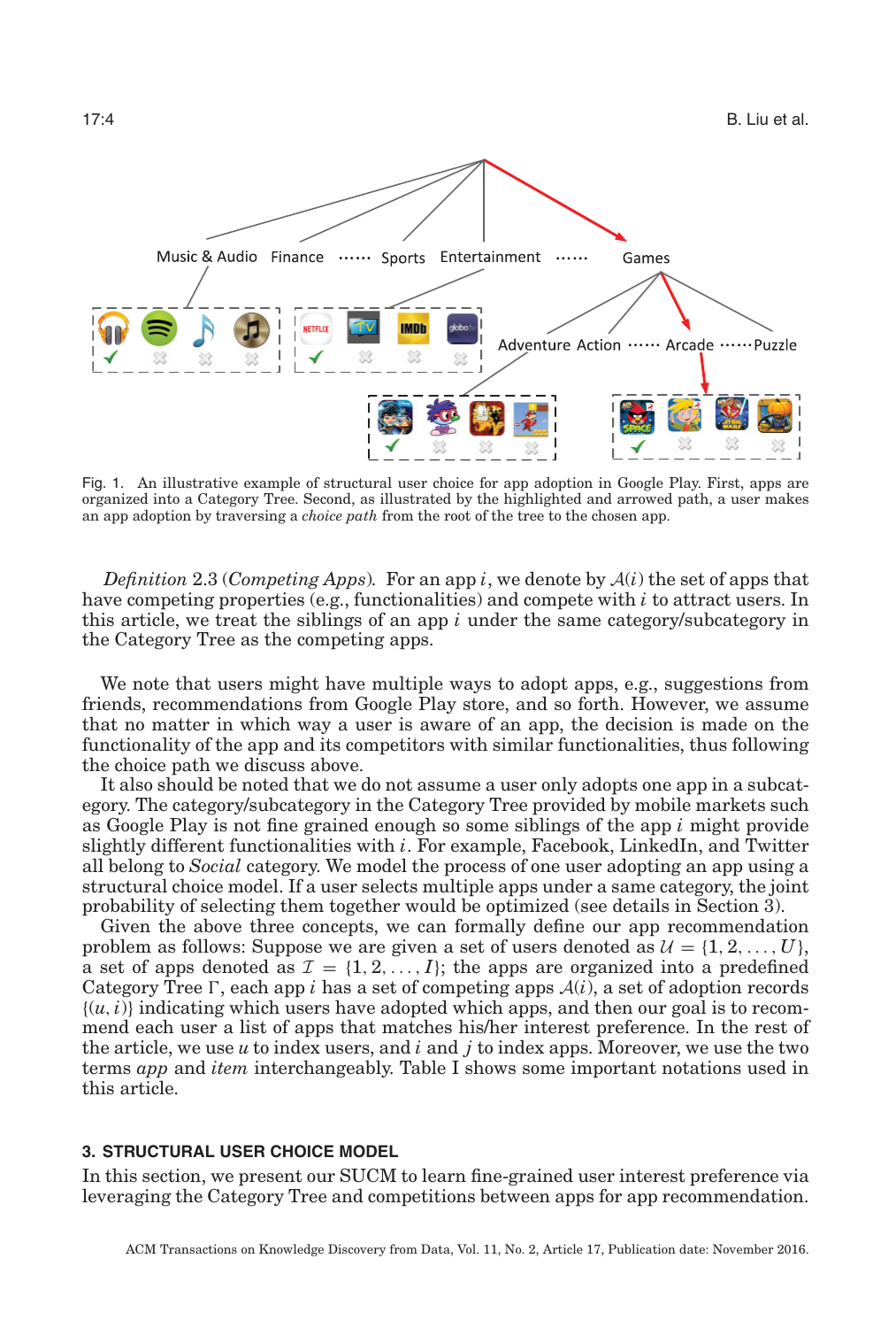Fig. 1. An illustrative example of structural user choice for app adoption in Google Play. First, apps are organized into a Category Tree. Second, as illustrated by the highlighted and arrowed path, a user makes an app adoption by traversing a *choice path* from the root of the tree to the chosen app.

*Definition* 2.3 (*Competing Apps*). For an app $i$, we denote by $\mathcal{A}(i)$ the set of apps that have competing properties (e.g., functionalities) and compete with $i$ to attract users. In this article, we treat the siblings of an app $i$ under the same category/subcategory in the Category Tree as the competing apps.

We note that users might have multiple ways to adopt apps, e.g., suggestions from friends, recommendations from Google Play store, and so forth. However, we assume that no matter in which way a user is aware of an app, the decision is made on the functionality of the app and its competitors with similar functionalities, thus following the choice path we discuss above.

It also should be noted that we do not assume a user only adopts one app in a subcategory. The category/subcategory in the Category Tree provided by mobile markets such as Google Play is not fine grained enough so some siblings of the app $i$ might provide slightly different functionalities with $i$. For example, Facebook, LinkedIn, and Twitter all belong to *Social* category. We model the process of one user adopting an app using a structural choice model. If a user selects multiple apps under a same category, the joint probability of selecting them together would be optimized (see details in Section 3).

Given the above three concepts, we can formally define our app recommendation problem as follows: Suppose we are given a set of users denoted as $\mathcal{U} = \{1, 2, \ldots, U\}$, a set of apps denoted as $\mathcal{I} = \{1, 2, \ldots, I\}$; the apps are organized into a predefined Category Tree $\Gamma$, each app $i$ has a set of competing apps $\mathcal{A}(i)$, a set of adoption records $\{(u, i)\}$ indicating which users have adopted which apps, and then our goal is to recommend each user a list of apps that matches his/her interest preference. In the rest of the article, we use $u$ to index users, and $i$ and $j$ to index apps. Moreover, we use the two terms *app* and *item* interchangeably. Table I shows some important notations used in this article.

## 3. STRUCTURAL USER CHOICE MODEL

In this section, we present our SUCM to learn fine-grained user interest preference via leveraging the Category Tree and competitions between apps for app recommendation.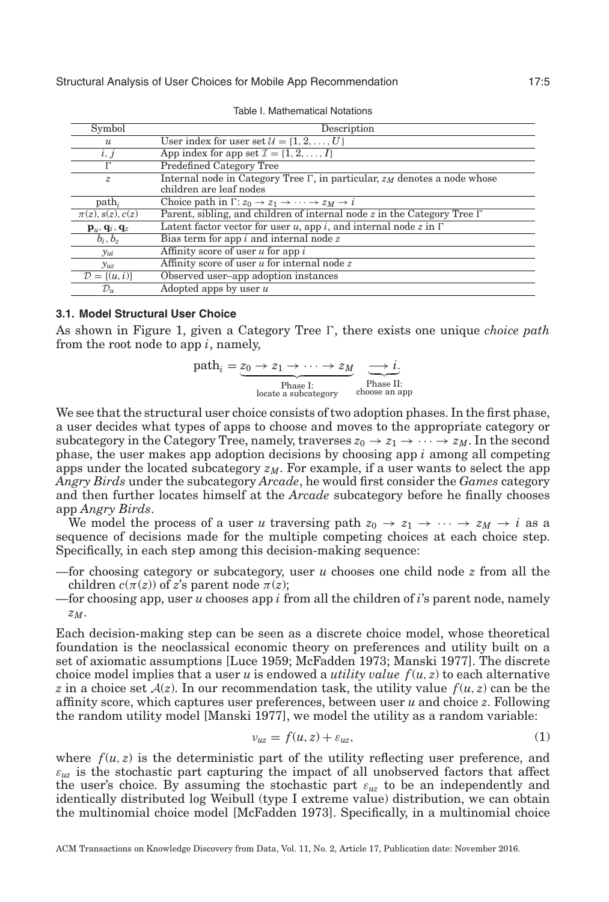Table I. Mathematical Notations

| Symbol | Description |
|---|---|
| $u$ | User index for user set $\mathcal{U} = \{1, 2, \ldots, U\}$ |
| $i, j$ | App index for app set $\mathcal{I} = \{1, 2, \ldots, I\}$ |
| $\Gamma$ | Predefined Category Tree |
| $z$ | Internal node in Category Tree $\Gamma$, in particular, $z_M$ denotes a node whose children are leaf nodes |
| $\text{path}_i$ | Choice path in $\Gamma$: $z_0 \to z_1 \to \cdots \to z_M \to i$ |
| $\pi(z), s(z), c(z)$ | Parent, sibling, and children of internal node $z$ in the Category Tree $\Gamma$ |
| $\mathbf{p}_u, \mathbf{q}_i, \mathbf{q}_z$ | Latent factor vector for user $u$, app $i$, and internal node $z$ in $\Gamma$ |
| $b_i, b_z$ | Bias term for app $i$ and internal node $z$ |
| $y_{ui}$ | Affinity score of user $u$ for app $i$ |
| $y_{uz}$ | Affinity score of user $u$ for internal node $z$ |
| $\mathcal{D} = \{(u, i)\}$ | Observed user–app adoption instances |
| $\mathcal{D}_u$ | Adopted apps by user $u$ |

### 3.1. Model Structural User Choice

As shown in Figure 1, given a Category Tree $\Gamma$, there exists one unique *choice path* from the root node to app $i$, namely,

$$\text{path}_i = \underbrace{z_0 \to z_1 \to \cdots \to z_M}_{\substack{\text{Phase I:} \\ \text{locate a subcategory}}} \quad \underbrace{\longrightarrow i}_{\substack{\text{Phase II:} \\ \text{choose an app}}}.$$

We see that the structural user choice consists of two adoption phases. In the first phase, a user decides what types of apps to choose and moves to the appropriate category or subcategory in the Category Tree, namely, traverses $z_0 \to z_1 \to \cdots \to z_M$. In the second phase, the user makes app adoption decisions by choosing app $i$ among all competing apps under the located subcategory $z_M$. For example, if a user wants to select the app *Angry Birds* under the subcategory *Arcade*, he would first consider the *Games* category and then further locates himself at the *Arcade* subcategory before he finally chooses app *Angry Birds*.

We model the process of a user $u$ traversing path $z_0 \to z_1 \to \cdots \to z_M \to i$ as a sequence of decisions made for the multiple competing choices at each choice step. Specifically, in each step among this decision-making sequence:

—for choosing category or subcategory, user $u$ chooses one child node $z$ from all the children $c(\pi(z))$ of $z$'s parent node $\pi(z)$;

—for choosing app, user $u$ chooses app $i$ from all the children of $i$'s parent node, namely $z_M$.

Each decision-making step can be seen as a discrete choice model, whose theoretical foundation is the neoclassical economic theory on preferences and utility built on a set of axiomatic assumptions [Luce 1959; McFadden 1973; Manski 1977]. The discrete choice model implies that a user $u$ is endowed a *utility value* $f(u, z)$ to each alternative $z$ in a choice set $\mathcal{A}(z)$. In our recommendation task, the utility value $f(u, z)$ can be the affinity score, which captures user preferences, between user $u$ and choice $z$. Following the random utility model [Manski 1977], we model the utility as a random variable:

$$v_{uz} = f(u, z) + \varepsilon_{uz}, \tag{1}$$

where $f(u, z)$ is the deterministic part of the utility reflecting user preference, and $\varepsilon_{uz}$ is the stochastic part capturing the impact of all unobserved factors that affect the user's choice. By assuming the stochastic part $\varepsilon_{uz}$ to be an independently and identically distributed log Weibull (type I extreme value) distribution, we can obtain the multinomial choice model [McFadden 1973]. Specifically, in a multinomial choice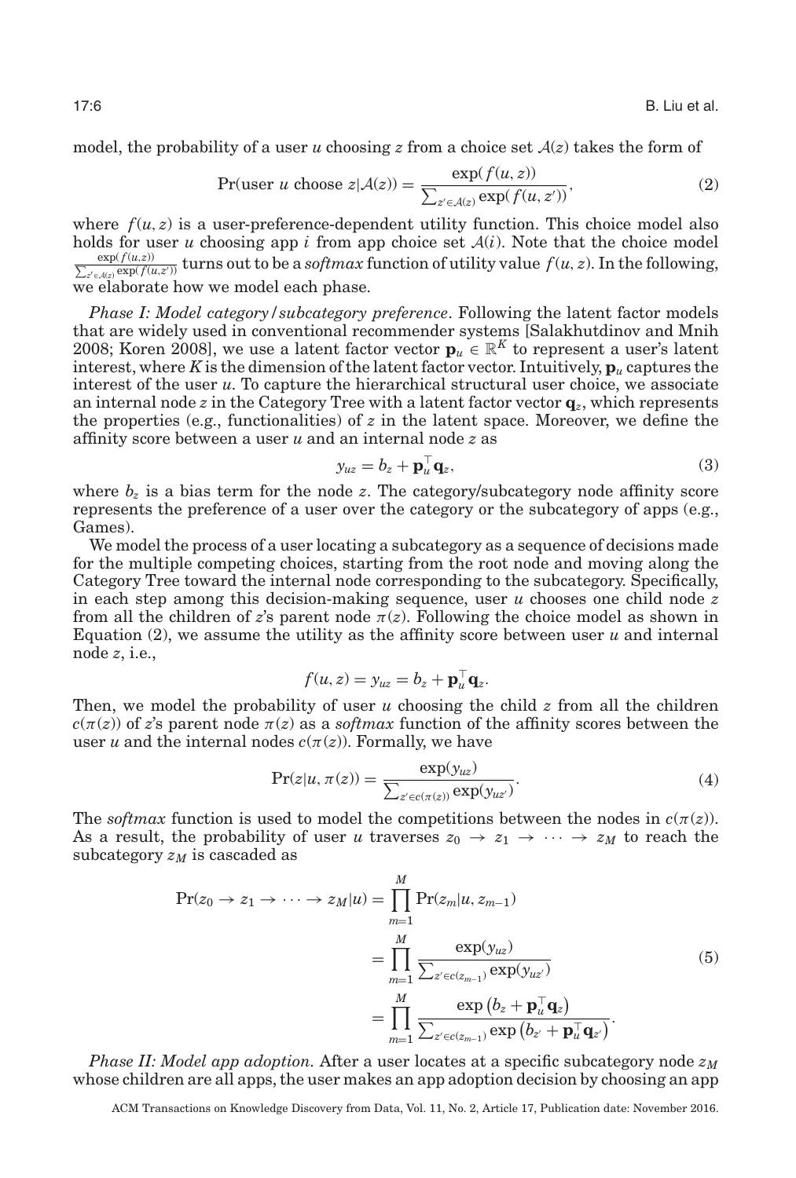model, the probability of a user $u$ choosing $z$ from a choice set $\mathcal{A}(z)$ takes the form of

$$\Pr(\text{user } u \text{ choose } z|\mathcal{A}(z)) = \frac{\exp(f(u, z))}{\sum_{z' \in \mathcal{A}(z)} \exp(f(u, z'))}, \tag{2}$$

where $f(u, z)$ is a user-preference-dependent utility function. This choice model also holds for user $u$ choosing app $i$ from app choice set $\mathcal{A}(i)$. Note that the choice model $\frac{\exp(f(u,z))}{\sum_{z' \in \mathcal{A}(z)} \exp(f(u,z'))}$ turns out to be a *softmax* function of utility value $f(u, z)$. In the following, we elaborate how we model each phase.

*Phase I: Model category/subcategory preference*. Following the latent factor models that are widely used in conventional recommender systems [Salakhutdinov and Mnih 2008; Koren 2008], we use a latent factor vector $\mathbf{p}_u \in \mathbb{R}^K$ to represent a user's latent interest, where $K$ is the dimension of the latent factor vector. Intuitively, $\mathbf{p}_u$ captures the interest of the user $u$. To capture the hierarchical structural user choice, we associate an internal node $z$ in the Category Tree with a latent factor vector $\mathbf{q}_z$, which represents the properties (e.g., functionalities) of $z$ in the latent space. Moreover, we define the affinity score between a user $u$ and an internal node $z$ as

$$y_{uz} = b_z + \mathbf{p}_u^\top \mathbf{q}_z, \tag{3}$$

where $b_z$ is a bias term for the node $z$. The category/subcategory node affinity score represents the preference of a user over the category or the subcategory of apps (e.g., Games).

We model the process of a user locating a subcategory as a sequence of decisions made for the multiple competing choices, starting from the root node and moving along the Category Tree toward the internal node corresponding to the subcategory. Specifically, in each step among this decision-making sequence, user $u$ chooses one child node $z$ from all the children of $z$'s parent node $\pi(z)$. Following the choice model as shown in Equation (2), we assume the utility as the affinity score between user $u$ and internal node $z$, i.e.,

$$f(u, z) = y_{uz} = b_z + \mathbf{p}_u^\top \mathbf{q}_z.$$

Then, we model the probability of user $u$ choosing the child $z$ from all the children $c(\pi(z))$ of $z$'s parent node $\pi(z)$ as a *softmax* function of the affinity scores between the user $u$ and the internal nodes $c(\pi(z))$. Formally, we have

$$\Pr(z|u, \pi(z)) = \frac{\exp(y_{uz})}{\sum_{z' \in c(\pi(z))} \exp(y_{uz'})}. \tag{4}$$

The *softmax* function is used to model the competitions between the nodes in $c(\pi(z))$. As a result, the probability of user $u$ traverses $z_0 \to z_1 \to \cdots \to z_M$ to reach the subcategory $z_M$ is cascaded as

$$\begin{aligned}
\Pr(z_0 \to z_1 \to \cdots \to z_M|u) &= \prod_{m=1}^{M} \Pr(z_m|u, z_{m-1}) \\
&= \prod_{m=1}^{M} \frac{\exp(y_{uz})}{\sum_{z' \in c(z_{m-1})} \exp(y_{uz'})} \\
&= \prod_{m=1}^{M} \frac{\exp\left(b_z + \mathbf{p}_u^\top \mathbf{q}_z\right)}{\sum_{z' \in c(z_{m-1})} \exp\left(b_{z'} + \mathbf{p}_u^\top \mathbf{q}_{z'}\right)}.
\end{aligned} \tag{5}$$

*Phase II: Model app adoption.* After a user locates at a specific subcategory node $z_M$ whose children are all apps, the user makes an app adoption decision by choosing an app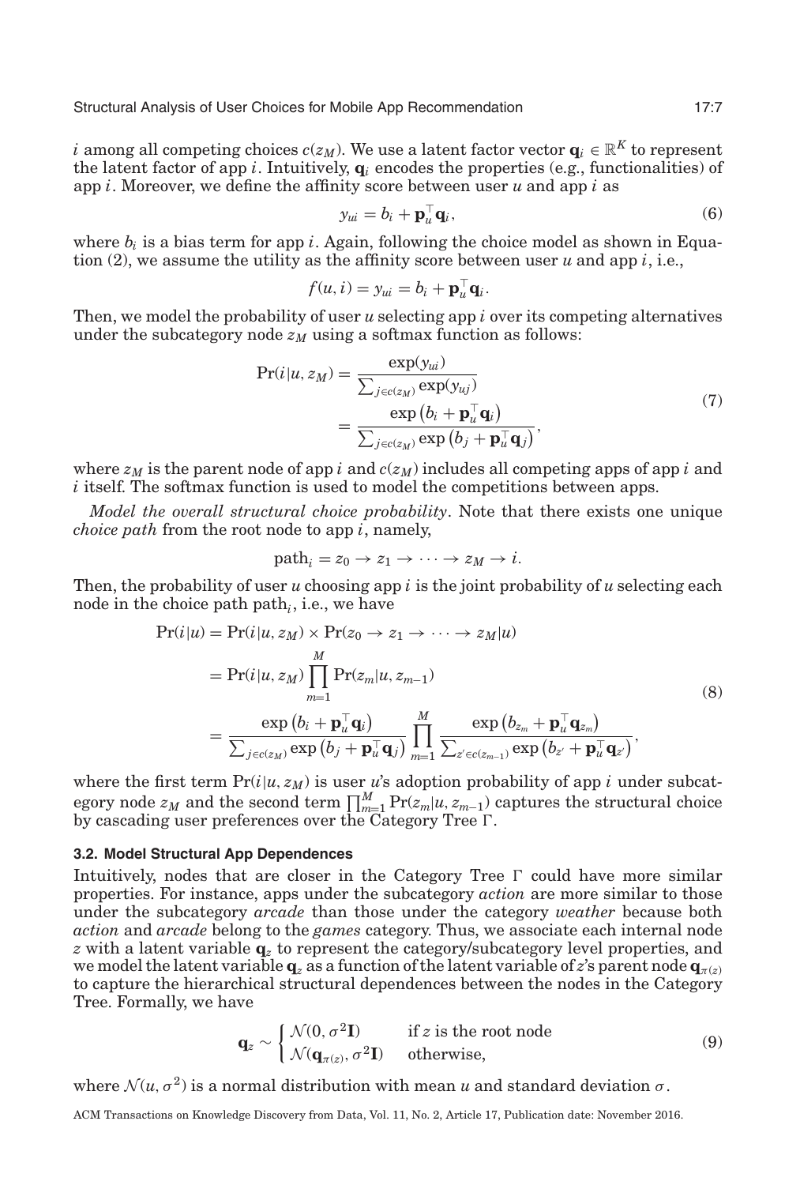$i$ among all competing choices $c(z_M)$. We use a latent factor vector $\mathbf{q}_i \in \mathbb{R}^K$ to represent the latent factor of app $i$. Intuitively, $\mathbf{q}_i$ encodes the properties (e.g., functionalities) of app $i$. Moreover, we define the affinity score between user $u$ and app $i$ as

$$y_{ui} = b_i + \mathbf{p}_u^\top \mathbf{q}_i, \tag{6}$$

where $b_i$ is a bias term for app $i$. Again, following the choice model as shown in Equation (2), we assume the utility as the affinity score between user $u$ and app $i$, i.e.,

$$f(u, i) = y_{ui} = b_i + \mathbf{p}_u^\top \mathbf{q}_i.$$

Then, we model the probability of user $u$ selecting app $i$ over its competing alternatives under the subcategory node $z_M$ using a softmax function as follows:

$$\begin{aligned} \Pr(i|u, z_M) &= \frac{\exp(y_{ui})}{\sum_{j \in c(z_M)} \exp(y_{uj})} \\ &= \frac{\exp\left(b_i + \mathbf{p}_u^\top \mathbf{q}_i\right)}{\sum_{j \in c(z_M)} \exp\left(b_j + \mathbf{p}_u^\top \mathbf{q}_j\right)}, \end{aligned} \tag{7}$$

where $z_M$ is the parent node of app $i$ and $c(z_M)$ includes all competing apps of app $i$ and $i$ itself. The softmax function is used to model the competitions between apps.

*Model the overall structural choice probability*. Note that there exists one unique *choice path* from the root node to app $i$, namely,

$$\text{path}_i = z_0 \rightarrow z_1 \rightarrow \cdots \rightarrow z_M \rightarrow i.$$

Then, the probability of user $u$ choosing app $i$ is the joint probability of $u$ selecting each node in the choice path $\text{path}_i$, i.e., we have

$$\begin{aligned} \Pr(i|u) &= \Pr(i|u, z_M) \times \Pr(z_0 \rightarrow z_1 \rightarrow \cdots \rightarrow z_M|u) \\ &= \Pr(i|u, z_M) \prod_{m=1}^{M} \Pr(z_m|u, z_{m-1}) \\ &= \frac{\exp\left(b_i + \mathbf{p}_u^\top \mathbf{q}_i\right)}{\sum_{j \in c(z_M)} \exp\left(b_j + \mathbf{p}_u^\top \mathbf{q}_j\right)} \prod_{m=1}^{M} \frac{\exp\left(b_{z_m} + \mathbf{p}_u^\top \mathbf{q}_{z_m}\right)}{\sum_{z' \in c(z_{m-1})} \exp\left(b_{z'} + \mathbf{p}_u^\top \mathbf{q}_{z'}\right)}, \end{aligned} \tag{8}$$

where the first term $\Pr(i|u, z_M)$ is user $u$'s adoption probability of app $i$ under subcategory node $z_M$ and the second term $\prod_{m=1}^{M} \Pr(z_m|u, z_{m-1})$ captures the structural choice by cascading user preferences over the Category Tree $\Gamma$.

### 3.2. Model Structural App Dependences

Intuitively, nodes that are closer in the Category Tree $\Gamma$ could have more similar properties. For instance, apps under the subcategory *action* are more similar to those under the subcategory *arcade* than those under the category *weather* because both *action* and *arcade* belong to the *games* category. Thus, we associate each internal node $z$ with a latent variable $\mathbf{q}_z$ to represent the category/subcategory level properties, and we model the latent variable $\mathbf{q}_z$ as a function of the latent variable of $z$'s parent node $\mathbf{q}_{\pi(z)}$ to capture the hierarchical structural dependences between the nodes in the Category Tree. Formally, we have

$$\mathbf{q}_z \sim \begin{cases} \mathcal{N}(0, \sigma^2 \mathbf{I}) & \text{if } z \text{ is the root node} \\ \mathcal{N}(\mathbf{q}_{\pi(z)}, \sigma^2 \mathbf{I}) & \text{otherwise,} \end{cases} \tag{9}$$

where $\mathcal{N}(u, \sigma^2)$ is a normal distribution with mean $u$ and standard deviation $\sigma$.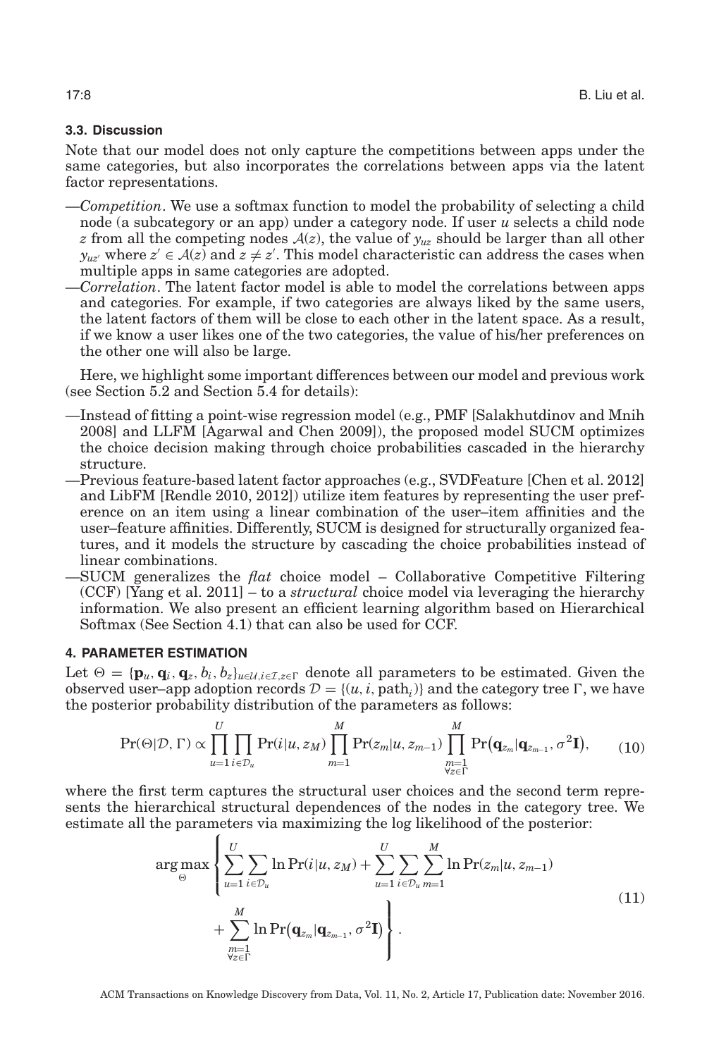### 3.3. Discussion

Note that our model does not only capture the competitions between apps under the same categories, but also incorporates the correlations between apps via the latent factor representations.

- —*Competition*. We use a softmax function to model the probability of selecting a child node (a subcategory or an app) under a category node. If user $u$ selects a child node $z$ from all the competing nodes $\mathcal{A}(z)$, the value of $y_{uz}$ should be larger than all other $y_{uz'}$ where $z' \in \mathcal{A}(z)$ and $z \neq z'$. This model characteristic can address the cases when multiple apps in same categories are adopted.
- —*Correlation*. The latent factor model is able to model the correlations between apps and categories. For example, if two categories are always liked by the same users, the latent factors of them will be close to each other in the latent space. As a result, if we know a user likes one of the two categories, the value of his/her preferences on the other one will also be large.

Here, we highlight some important differences between our model and previous work (see Section 5.2 and Section 5.4 for details):

- —Instead of fitting a point-wise regression model (e.g., PMF [Salakhutdinov and Mnih 2008] and LLFM [Agarwal and Chen 2009]), the proposed model SUCM optimizes the choice decision making through choice probabilities cascaded in the hierarchy structure.
- —Previous feature-based latent factor approaches (e.g., SVDFeature [Chen et al. 2012] and LibFM [Rendle 2010, 2012]) utilize item features by representing the user preference on an item using a linear combination of the user–item affinities and the user–feature affinities. Differently, SUCM is designed for structurally organized features, and it models the structure by cascading the choice probabilities instead of linear combinations.
- —SUCM generalizes the *flat* choice model – Collaborative Competitive Filtering (CCF) [Yang et al. 2011] – to a *structural* choice model via leveraging the hierarchy information. We also present an efficient learning algorithm based on Hierarchical Softmax (See Section 4.1) that can also be used for CCF.

## 4. PARAMETER ESTIMATION

Let $\Theta = \{\mathbf{p}_u, \mathbf{q}_i, \mathbf{q}_z, b_i, b_z\}_{u\in\mathcal{U}, i\in\mathcal{I}, z\in\Gamma}$ denote all parameters to be estimated. Given the observed user–app adoption records $\mathcal{D} = \{(u, i, \text{path}_i)\}$ and the category tree $\Gamma$, we have the posterior probability distribution of the parameters as follows:

$$\Pr(\Theta|\mathcal{D}, \Gamma) \propto \prod_{u=1}^{U} \prod_{i\in\mathcal{D}_u} \Pr(i|u, z_M) \prod_{m=1}^{M} \Pr(z_m|u, z_{m-1}) \prod_{\substack{m=1 \\ \forall z \in \Gamma}}^{M} \Pr\big(\mathbf{q}_{z_m}|\mathbf{q}_{z_{m-1}}, \sigma^2\mathbf{I}\big), \tag{10}$$

where the first term captures the structural user choices and the second term represents the hierarchical structural dependences of the nodes in the category tree. We estimate all the parameters via maximizing the log likelihood of the posterior:

$$\arg\max_{\Theta} \left\{ \sum_{u=1}^{U} \sum_{i\in\mathcal{D}_u} \ln \Pr(i|u, z_M) + \sum_{u=1}^{U} \sum_{i\in\mathcal{D}_u} \sum_{m=1}^{M} \ln \Pr(z_m|u, z_{m-1}) + \sum_{\substack{m=1 \\ \forall z \in \Gamma}}^{M} \ln \Pr\big(\mathbf{q}_{z_m}|\mathbf{q}_{z_{m-1}}, \sigma^2\mathbf{I}\big) \right\}. \tag{11}$$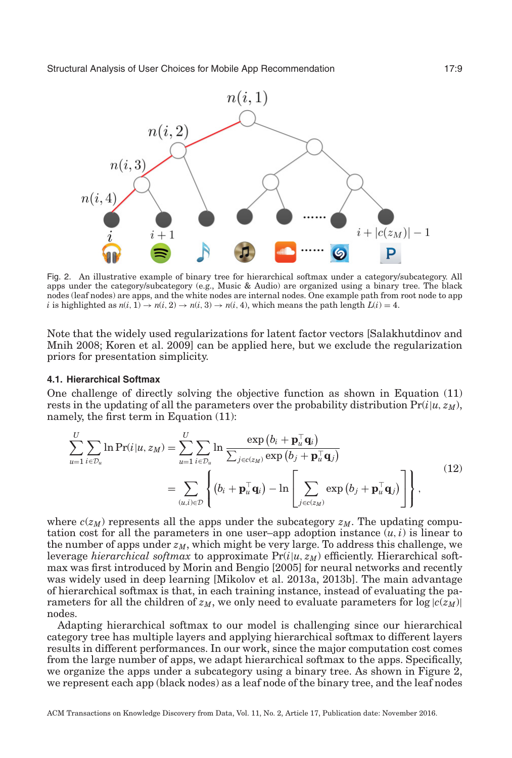Fig. 2. An illustrative example of binary tree for hierarchical softmax under a category/subcategory. All apps under the category/subcategory (e.g., Music & Audio) are organized using a binary tree. The black nodes (leaf nodes) are apps, and the white nodes are internal nodes. One example path from root node to app $i$ is highlighted as $n(i, 1) \rightarrow n(i, 2) \rightarrow n(i, 3) \rightarrow n(i, 4)$, which means the path length $L(i) = 4$.

Note that the widely used regularizations for latent factor vectors [Salakhutdinov and Mnih 2008; Koren et al. 2009] can be applied here, but we exclude the regularization priors for presentation simplicity.

### 4.1. Hierarchical Softmax

One challenge of directly solving the objective function as shown in Equation (11) rests in the updating of all the parameters over the probability distribution $\Pr(i|u, z_M)$, namely, the first term in Equation (11):

$$
\begin{aligned}
\sum_{u=1}^{U} \sum_{i \in \mathcal{D}_u} \ln \Pr(i|u, z_M) &= \sum_{u=1}^{U} \sum_{i \in \mathcal{D}_u} \ln \frac{\exp\left(b_i + \mathbf{p}_u^\top \mathbf{q}_i\right)}{\sum_{j \in c(z_M)} \exp\left(b_j + \mathbf{p}_u^\top \mathbf{q}_j\right)} \\
&= \sum_{(u,i) \in \mathcal{D}} \left\{ \left(b_i + \mathbf{p}_u^\top \mathbf{q}_i\right) - \ln \left[ \sum_{j \in c(z_M)} \exp\left(b_j + \mathbf{p}_u^\top \mathbf{q}_j\right) \right] \right\},
\end{aligned}
\tag{12}
$$

where $c(z_M)$ represents all the apps under the subcategory $z_M$. The updating computation cost for all the parameters in one user–app adoption instance $(u, i)$ is linear to the number of apps under $z_M$, which might be very large. To address this challenge, we leverage *hierarchical softmax* to approximate $\Pr(i|u, z_M)$ efficiently. Hierarchical softmax was first introduced by Morin and Bengio [2005] for neural networks and recently was widely used in deep learning [Mikolov et al. 2013a, 2013b]. The main advantage of hierarchical softmax is that, in each training instance, instead of evaluating the parameters for all the children of $z_M$, we only need to evaluate parameters for $\log |c(z_M)|$ nodes.

Adapting hierarchical softmax to our model is challenging since our hierarchical category tree has multiple layers and applying hierarchical softmax to different layers results in different performances. In our work, since the major computation cost comes from the large number of apps, we adapt hierarchical softmax to the apps. Specifically, we organize the apps under a subcategory using a binary tree. As shown in Figure 2, we represent each app (black nodes) as a leaf node of the binary tree, and the leaf nodes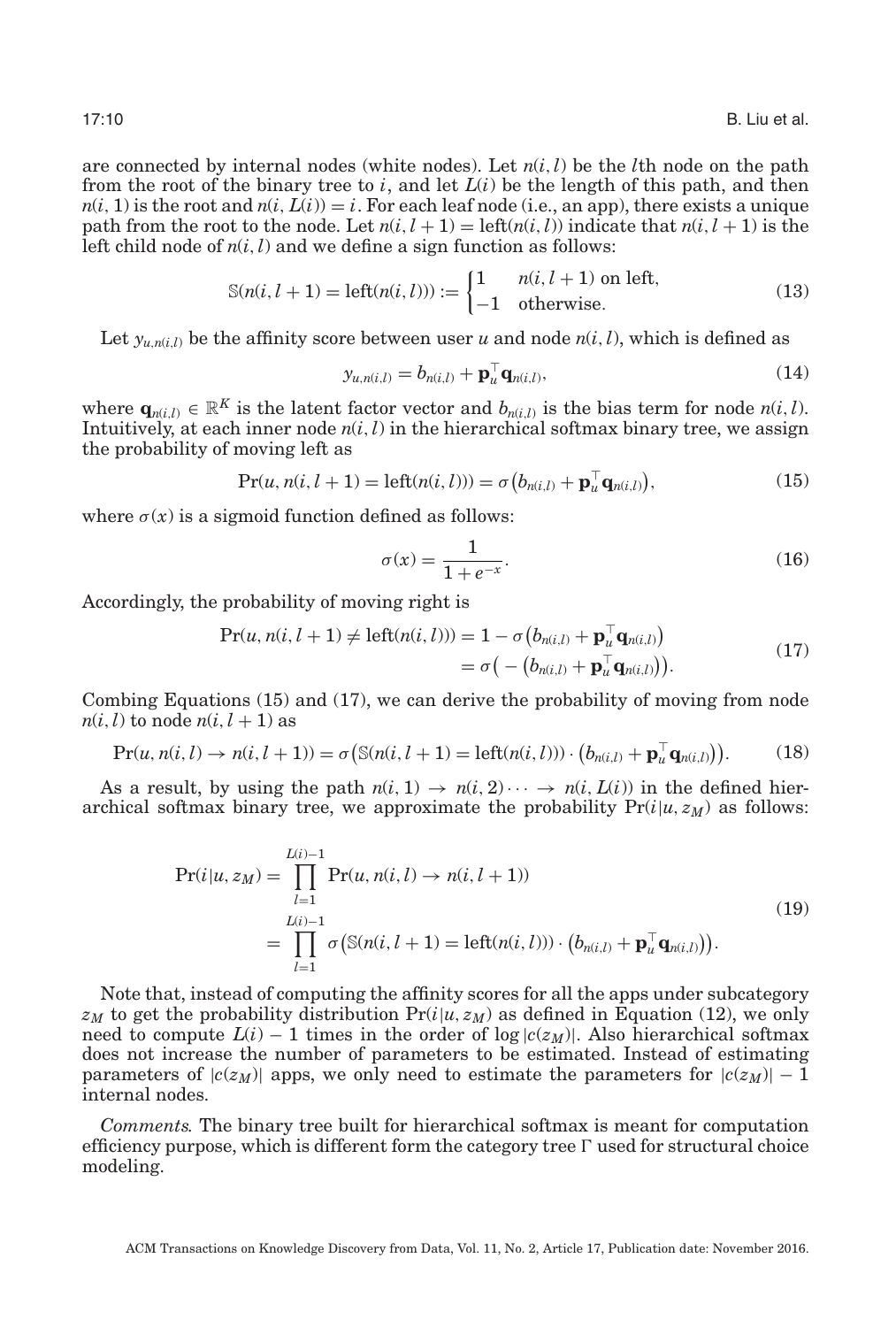are connected by internal nodes (white nodes). Let $n(i,l)$ be the $l$th node on the path from the root of the binary tree to $i$, and let $L(i)$ be the length of this path, and then $n(i,1)$ is the root and $n(i,L(i)) = i$. For each leaf node (i.e., an app), there exists a unique path from the root to the node. Let $n(i,l+1) = \text{left}(n(i,l))$ indicate that $n(i,l+1)$ is the left child node of $n(i,l)$ and we define a sign function as follows:

$$\mathbb{S}(n(i,l+1) = \text{left}(n(i,l))) := \begin{cases} 1 & n(i,l+1) \text{ on left,} \\ -1 & \text{otherwise.} \end{cases} \tag{13}$$

Let $y_{u,n(i,l)}$ be the affinity score between user $u$ and node $n(i,l)$, which is defined as

$$y_{u,n(i,l)} = b_{n(i,l)} + \mathbf{p}_u^\top \mathbf{q}_{n(i,l)}, \tag{14}$$

where $\mathbf{q}_{n(i,l)} \in \mathbb{R}^K$ is the latent factor vector and $b_{n(i,l)}$ is the bias term for node $n(i,l)$. Intuitively, at each inner node $n(i,l)$ in the hierarchical softmax binary tree, we assign the probability of moving left as

$$\Pr(u, n(i,l+1) = \text{left}(n(i,l))) = \sigma\big(b_{n(i,l)} + \mathbf{p}_u^\top \mathbf{q}_{n(i,l)}\big), \tag{15}$$

where $\sigma(x)$ is a sigmoid function defined as follows:

$$\sigma(x) = \frac{1}{1+e^{-x}}. \tag{16}$$

Accordingly, the probability of moving right is

$$\begin{aligned} \Pr(u, n(i,l+1) \neq \text{left}(n(i,l))) &= 1 - \sigma\big(b_{n(i,l)} + \mathbf{p}_u^\top \mathbf{q}_{n(i,l)}\big) \\ &= \sigma\big(-\big(b_{n(i,l)} + \mathbf{p}_u^\top \mathbf{q}_{n(i,l)}\big)\big). \end{aligned} \tag{17}$$

Combing Equations (15) and (17), we can derive the probability of moving from node $n(i,l)$ to node $n(i,l+1)$ as

$$\Pr(u, n(i,l) \to n(i,l+1)) = \sigma\big(\mathbb{S}(n(i,l+1) = \text{left}(n(i,l))) \cdot \big(b_{n(i,l)} + \mathbf{p}_u^\top \mathbf{q}_{n(i,l)}\big)\big). \tag{18}$$

As a result, by using the path $n(i,1) \to n(i,2) \cdots \to n(i,L(i))$ in the defined hierarchical softmax binary tree, we approximate the probability $\Pr(i|u, z_M)$ as follows:

$$\begin{aligned} \Pr(i|u, z_M) &= \prod_{l=1}^{L(i)-1} \Pr(u, n(i,l) \to n(i,l+1)) \\ &= \prod_{l=1}^{L(i)-1} \sigma\big(\mathbb{S}(n(i,l+1) = \text{left}(n(i,l))) \cdot \big(b_{n(i,l)} + \mathbf{p}_u^\top \mathbf{q}_{n(i,l)}\big)\big). \end{aligned} \tag{19}$$

Note that, instead of computing the affinity scores for all the apps under subcategory $z_M$ to get the probability distribution $\Pr(i|u, z_M)$ as defined in Equation (12), we only need to compute $L(i) - 1$ times in the order of $\log |c(z_M)|$. Also hierarchical softmax does not increase the number of parameters to be estimated. Instead of estimating parameters of $|c(z_M)|$ apps, we only need to estimate the parameters for $|c(z_M)| - 1$ internal nodes.

*Comments*. The binary tree built for hierarchical softmax is meant for computation efficiency purpose, which is different form the category tree $\Gamma$ used for structural choice modeling.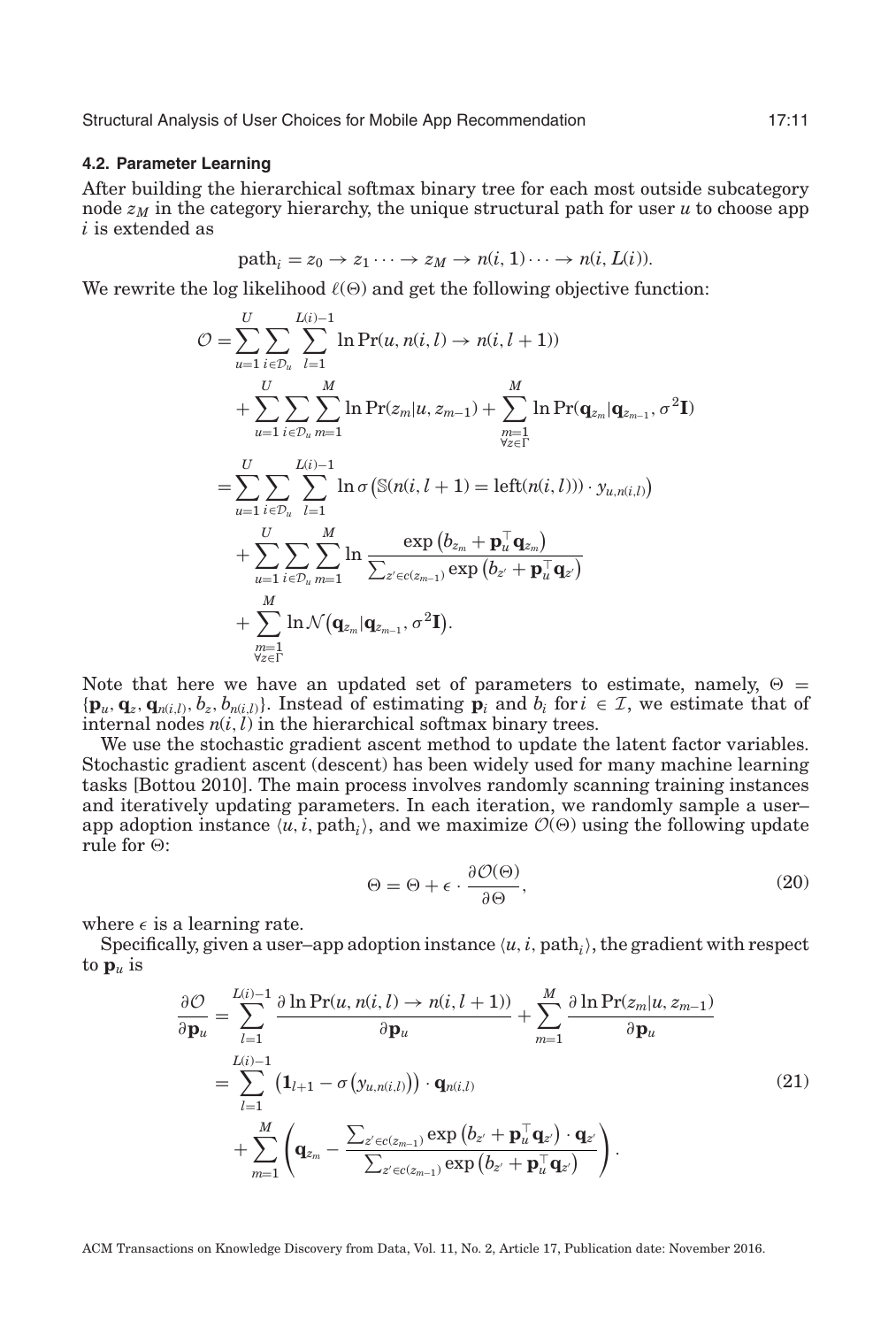### 4.2. Parameter Learning

After building the hierarchical softmax binary tree for each most outside subcategory node $z_M$ in the category hierarchy, the unique structural path for user $u$ to choose app $i$ is extended as

$$\text{path}_i = z_0 \rightarrow z_1 \cdots \rightarrow z_M \rightarrow n(i, 1) \cdots \rightarrow n(i, L(i)).$$

We rewrite the log likelihood $\ell(\Theta)$ and get the following objective function:

$$\begin{aligned}
\mathcal{O} &= \sum_{u=1}^{U} \sum_{i \in \mathcal{D}_u} \sum_{l=1}^{L(i)-1} \ln \Pr(u, n(i,l) \rightarrow n(i, l+1)) \\
&\quad + \sum_{u=1}^{U} \sum_{i \in \mathcal{D}_u} \sum_{m=1}^{M} \ln \Pr(z_m | u, z_{m-1}) + \sum_{\substack{m=1 \\ \forall z \in \Gamma}}^{M} \ln \Pr(\mathbf{q}_{z_m} | \mathbf{q}_{z_{m-1}}, \sigma^2 \mathbf{I}) \\
&= \sum_{u=1}^{U} \sum_{i \in \mathcal{D}_u} \sum_{l=1}^{L(i)-1} \ln \sigma\left(\mathbb{S}(n(i, l+1) = \text{left}(n(i,l))) \cdot y_{u,n(i,l)}\right) \\
&\quad + \sum_{u=1}^{U} \sum_{i \in \mathcal{D}_u} \sum_{m=1}^{M} \ln \frac{\exp\left(b_{z_m} + \mathbf{p}_u^\top \mathbf{q}_{z_m}\right)}{\sum_{z' \in c(z_{m-1})} \exp\left(b_{z'} + \mathbf{p}_u^\top \mathbf{q}_{z'}\right)} \\
&\quad + \sum_{\substack{m=1 \\ \forall z \in \Gamma}}^{M} \ln \mathcal{N}\left(\mathbf{q}_{z_m} | \mathbf{q}_{z_{m-1}}, \sigma^2 \mathbf{I}\right).
\end{aligned}$$

Note that here we have an updated set of parameters to estimate, namely, $\Theta = \{\mathbf{p}_u, \mathbf{q}_z, \mathbf{q}_{n(i,l)}, b_z, b_{n(i,l)}\}$. Instead of estimating $\mathbf{p}_i$ and $b_i$ for $i \in \mathcal{I}$, we estimate that of internal nodes $n(i,l)$ in the hierarchical softmax binary trees.

We use the stochastic gradient ascent method to update the latent factor variables. Stochastic gradient ascent (descent) has been widely used for many machine learning tasks [Bottou 2010]. The main process involves randomly scanning training instances and iteratively updating parameters. In each iteration, we randomly sample a user–app adoption instance $\langle u, i, \text{path}_i \rangle$, and we maximize $\mathcal{O}(\Theta)$ using the following update rule for $\Theta$:

$$\Theta = \Theta + \epsilon \cdot \frac{\partial \mathcal{O}(\Theta)}{\partial \Theta}, \tag{20}$$

where $\epsilon$ is a learning rate.

Specifically, given a user–app adoption instance $\langle u, i, \text{path}_i \rangle$, the gradient with respect to $\mathbf{p}_u$ is

$$\begin{aligned}
\frac{\partial \mathcal{O}}{\partial \mathbf{p}_u} &= \sum_{l=1}^{L(i)-1} \frac{\partial \ln \Pr(u, n(i,l) \rightarrow n(i,l+1))}{\partial \mathbf{p}_u} + \sum_{m=1}^{M} \frac{\partial \ln \Pr(z_m | u, z_{m-1})}{\partial \mathbf{p}_u} \\
&= \sum_{l=1}^{L(i)-1} \left(\mathbf{1}_{l+1} - \sigma\left(y_{u,n(i,l)}\right)\right) \cdot \mathbf{q}_{n(i,l)} \\
&\quad + \sum_{m=1}^{M} \left(\mathbf{q}_{z_m} - \frac{\sum_{z' \in c(z_{m-1})} \exp\left(b_{z'} + \mathbf{p}_u^\top \mathbf{q}_{z'}\right) \cdot \mathbf{q}_{z'}}{\sum_{z' \in c(z_{m-1})} \exp\left(b_{z'} + \mathbf{p}_u^\top \mathbf{q}_{z'}\right)}\right).
\end{aligned} \tag{21}$$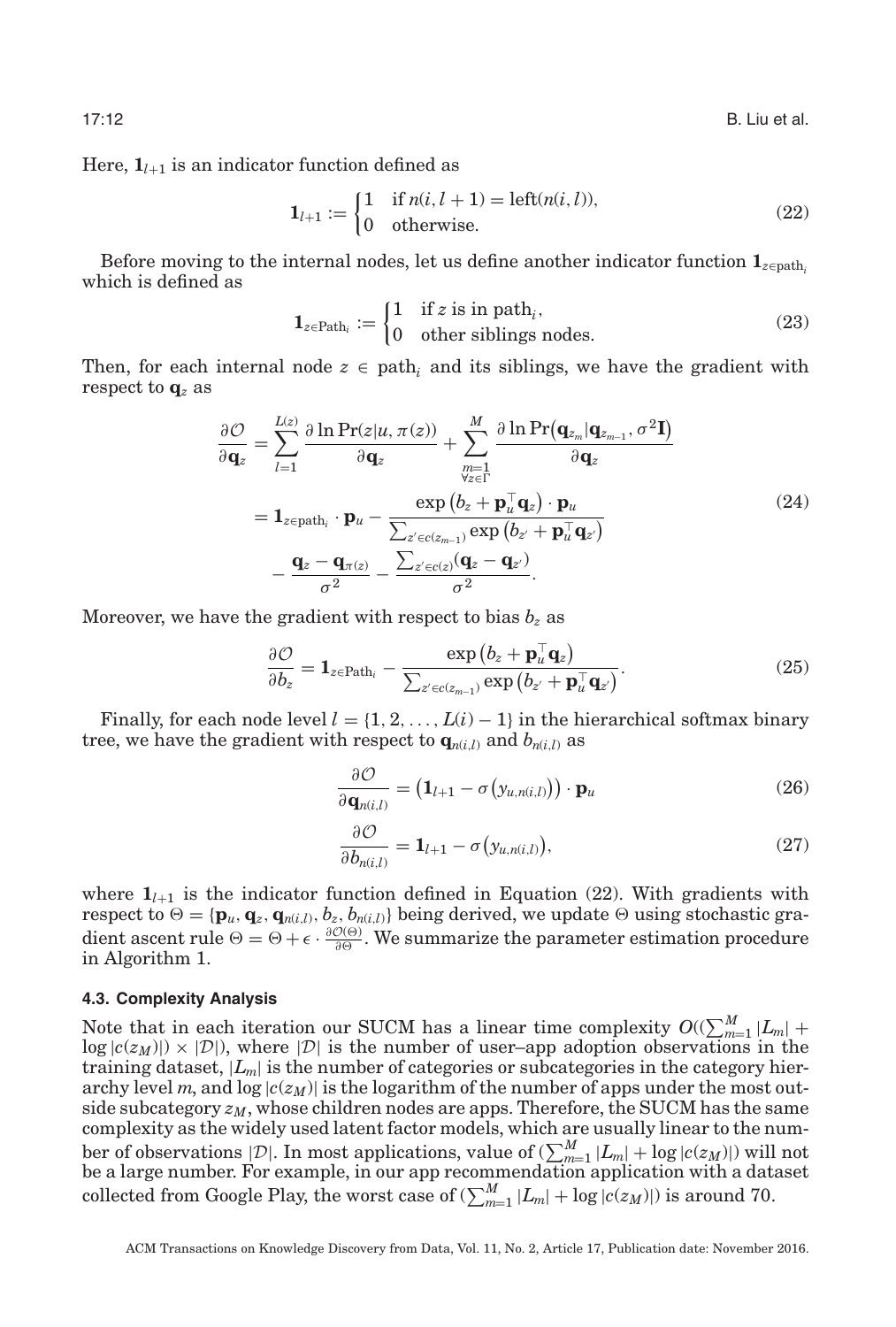Here, $\mathbf{1}_{l+1}$ is an indicator function defined as

$$\mathbf{1}_{l+1} := \begin{cases} 1 & \text{if } n(i, l+1) = \text{left}(n(i, l)), \\ 0 & \text{otherwise.} \end{cases} \tag{22}$$

Before moving to the internal nodes, let us define another indicator function $\mathbf{1}_{z \in \text{path}_i}$ which is defined as

$$\mathbf{1}_{z \in \text{Path}_i} := \begin{cases} 1 & \text{if } z \text{ is in path}_i, \\ 0 & \text{other siblings nodes.} \end{cases} \tag{23}$$

Then, for each internal node $z \in \text{path}_i$ and its siblings, we have the gradient with respect to $\mathbf{q}_z$ as

$$\begin{aligned} \frac{\partial \mathcal{O}}{\partial \mathbf{q}_z} &= \sum_{l=1}^{L(z)} \frac{\partial \ln \Pr(z|u, \pi(z))}{\partial \mathbf{q}_z} + \sum_{\substack{m=1 \\ \forall z \in \Gamma}}^{M} \frac{\partial \ln \Pr\left(\mathbf{q}_{z_m} | \mathbf{q}_{z_{m-1}}, \sigma^2 \mathbf{I}\right)}{\partial \mathbf{q}_z} \\ &= \mathbf{1}_{z \in \text{path}_i} \cdot \mathbf{p}_u - \frac{\exp\left(b_z + \mathbf{p}_u^\top \mathbf{q}_z\right) \cdot \mathbf{p}_u}{\sum_{z' \in c(z_{m-1})} \exp\left(b_{z'} + \mathbf{p}_u^\top \mathbf{q}_{z'}\right)} \\ &\quad - \frac{\mathbf{q}_z - \mathbf{q}_{\pi(z)}}{\sigma^2} - \frac{\sum_{z' \in c(z)} (\mathbf{q}_z - \mathbf{q}_{z'})}{\sigma^2}. \end{aligned} \tag{24}$$

Moreover, we have the gradient with respect to bias $b_z$ as

$$\frac{\partial \mathcal{O}}{\partial b_z} = \mathbf{1}_{z \in \text{Path}_i} - \frac{\exp\left(b_z + \mathbf{p}_u^\top \mathbf{q}_z\right)}{\sum_{z' \in c(z_{m-1})} \exp\left(b_{z'} + \mathbf{p}_u^\top \mathbf{q}_{z'}\right)}. \tag{25}$$

Finally, for each node level $l = \{1, 2, \ldots, L(i) - 1\}$ in the hierarchical softmax binary tree, we have the gradient with respect to $\mathbf{q}_{n(i,l)}$ and $b_{n(i,l)}$ as

$$\frac{\partial \mathcal{O}}{\partial \mathbf{q}_{n(i,l)}} = \left(\mathbf{1}_{l+1} - \sigma\left(y_{u,n(i,l)}\right)\right) \cdot \mathbf{p}_u \tag{26}$$

$$\frac{\partial \mathcal{O}}{\partial b_{n(i,l)}} = \mathbf{1}_{l+1} - \sigma\left(y_{u,n(i,l)}\right), \tag{27}$$

where $\mathbf{1}_{l+1}$ is the indicator function defined in Equation (22). With gradients with respect to $\Theta = \{\mathbf{p}_u, \mathbf{q}_z, \mathbf{q}_{n(i,l)}, b_z, b_{n(i,l)}\}$ being derived, we update $\Theta$ using stochastic gradient ascent rule $\Theta = \Theta + \epsilon \cdot \frac{\partial \mathcal{O}(\Theta)}{\partial \Theta}$. We summarize the parameter estimation procedure in Algorithm 1.

### 4.3. Complexity Analysis

Note that in each iteration our SUCM has a linear time complexity $O((\sum_{m=1}^{M} |L_m| + \log |c(z_M)|) \times |\mathcal{D}|)$, where $|\mathcal{D}|$ is the number of user–app adoption observations in the training dataset, $|L_m|$ is the number of categories or subcategories in the category hierarchy level $m$, and $\log |c(z_M)|$ is the logarithm of the number of apps under the most outside subcategory $z_M$, whose children nodes are apps. Therefore, the SUCM has the same complexity as the widely used latent factor models, which are usually linear to the number of observations $|\mathcal{D}|$. In most applications, value of $(\sum_{m=1}^{M} |L_m| + \log |c(z_M)|)$ will not be a large number. For example, in our app recommendation application with a dataset collected from Google Play, the worst case of $(\sum_{m=1}^{M} |L_m| + \log |c(z_M)|)$ is around 70.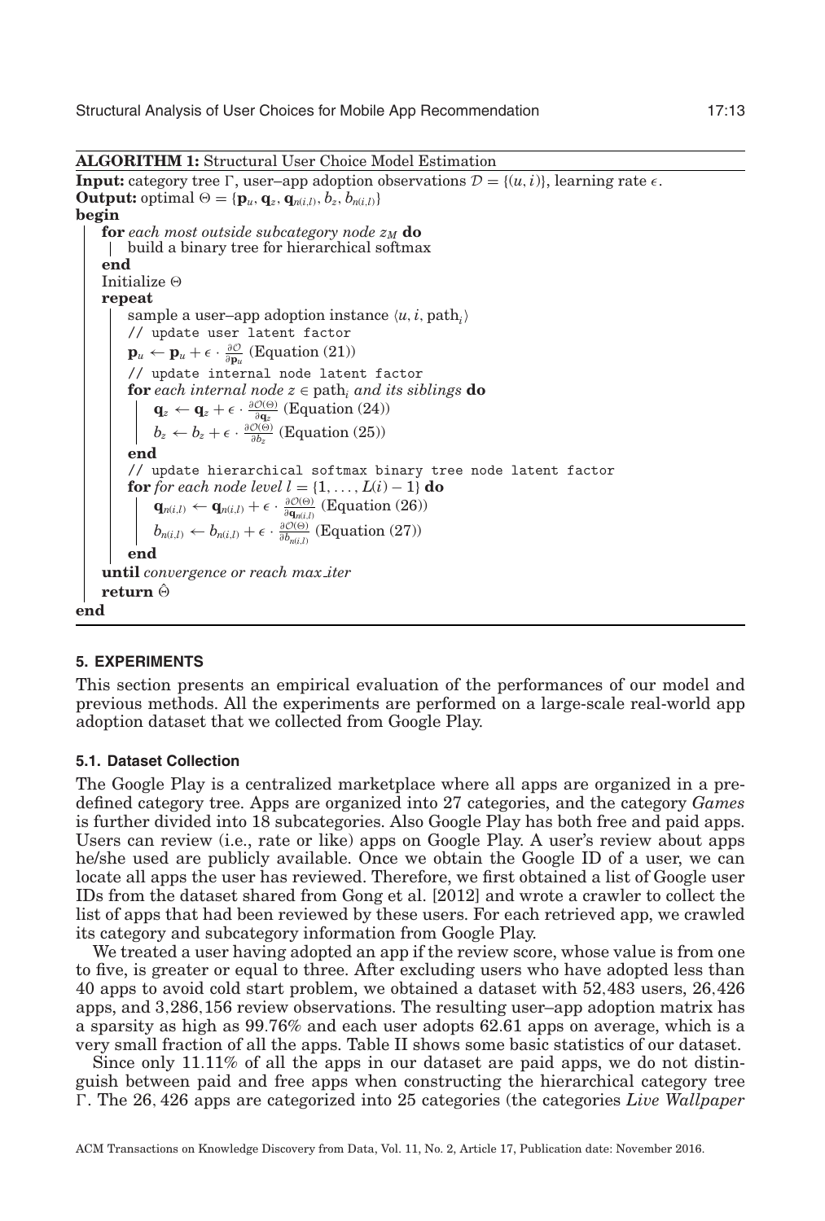**ALGORITHM 1:** Structural User Choice Model Estimation

```
Input: category tree Γ, user–app adoption observations D = {(u, i)}, learning rate ε.
Output: optimal Θ = {p_u, q_z, q_n(i,l), b_z, b_n(i,l)}
begin
    for each most outside subcategory node z_M do
        build a binary tree for hierarchical softmax
    end
    Initialize Θ
    repeat
        sample a user–app adoption instance ⟨u, i, path_i⟩
        // update user latent factor
        p_u ← p_u + ε · ∂O/∂p_u (Equation (21))
        // update internal node latent factor
        for each internal node z ∈ path_i and its siblings do
            q_z ← q_z + ε · ∂O(Θ)/∂q_z (Equation (24))
            b_z ← b_z + ε · ∂O(Θ)/∂b_z (Equation (25))
        end
        // update hierarchical softmax binary tree node latent factor
        for for each node level l = {1, ..., L(i) − 1} do
            q_n(i,l) ← q_n(i,l) + ε · ∂O(Θ)/∂q_n(i,l) (Equation (26))
            b_n(i,l) ← b_n(i,l) + ε · ∂O(Θ)/∂b_n(i,l) (Equation (27))
        end
    until convergence or reach max_iter
    return Θ̂
end
```

## 5. EXPERIMENTS

This section presents an empirical evaluation of the performances of our model and previous methods. All the experiments are performed on a large-scale real-world app adoption dataset that we collected from Google Play.

### 5.1. Dataset Collection

The Google Play is a centralized marketplace where all apps are organized in a predefined category tree. Apps are organized into 27 categories, and the category *Games* is further divided into 18 subcategories. Also Google Play has both free and paid apps. Users can review (i.e., rate or like) apps on Google Play. A user's review about apps he/she used are publicly available. Once we obtain the Google ID of a user, we can locate all apps the user has reviewed. Therefore, we first obtained a list of Google user IDs from the dataset shared from Gong et al. [2012] and wrote a crawler to collect the list of apps that had been reviewed by these users. For each retrieved app, we crawled its category and subcategory information from Google Play.

We treated a user having adopted an app if the review score, whose value is from one to five, is greater or equal to three. After excluding users who have adopted less than 40 apps to avoid cold start problem, we obtained a dataset with 52,483 users, 26,426 apps, and 3,286,156 review observations. The resulting user–app adoption matrix has a sparsity as high as 99.76% and each user adopts 62.61 apps on average, which is a very small fraction of all the apps. Table II shows some basic statistics of our dataset.

Since only 11.11% of all the apps in our dataset are paid apps, we do not distinguish between paid and free apps when constructing the hierarchical category tree $\Gamma$. The 26,426 apps are categorized into 25 categories (the categories *Live Wallpaper*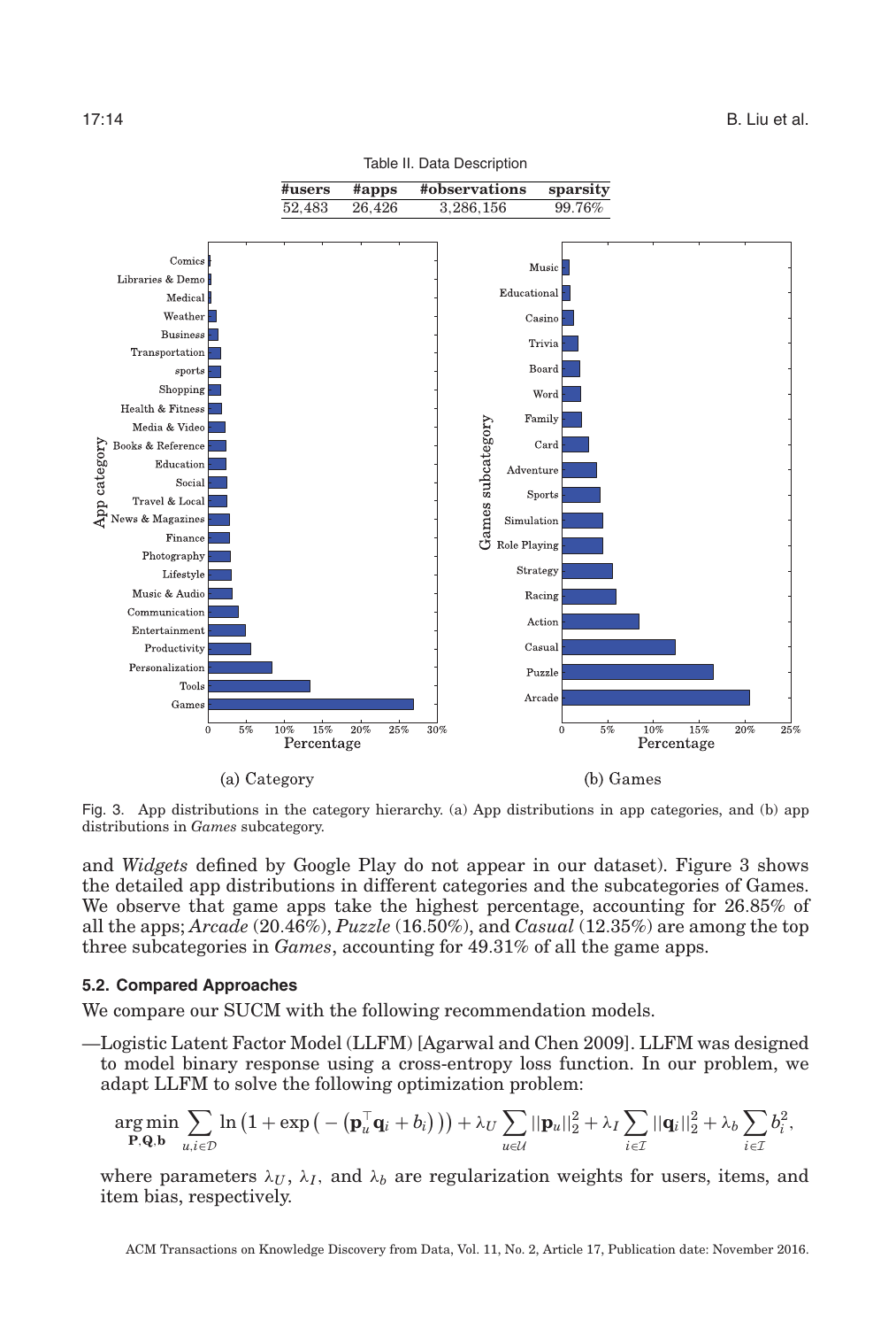Table II. Data Description

| #users | #apps | #observations | sparsity |
|---|---|---|---|
| 52,483 | 26,426 | 3,286,156 | 99.76% |

Fig. 3. App distributions in the category hierarchy. (a) App distributions in app categories, and (b) app distributions in *Games* subcategory.

and *Widgets* defined by Google Play do not appear in our dataset). Figure 3 shows the detailed app distributions in different categories and the subcategories of Games. We observe that game apps take the highest percentage, accounting for 26.85% of all the apps; *Arcade* (20.46%), *Puzzle* (16.50%), and *Casual* (12.35%) are among the top three subcategories in *Games*, accounting for 49.31% of all the game apps.

### 5.2. Compared Approaches

We compare our SUCM with the following recommendation models.

—Logistic Latent Factor Model (LLFM) [Agarwal and Chen 2009]. LLFM was designed to model binary response using a cross-entropy loss function. In our problem, we adapt LLFM to solve the following optimization problem:

$$\underset{\mathbf{P},\mathbf{Q},\mathbf{b}}{\arg\min} \sum_{u,i\in\mathcal{D}} \ln\left(1+\exp\left(-\left(\mathbf{p}_u^\top \mathbf{q}_i + b_i\right)\right)\right) + \lambda_U \sum_{u\in\mathcal{U}} ||\mathbf{p}_u||_2^2 + \lambda_I \sum_{i\in\mathcal{I}} ||\mathbf{q}_i||_2^2 + \lambda_b \sum_{i\in\mathcal{I}} b_i^2,$$

where parameters $\lambda_U$, $\lambda_I$, and $\lambda_b$ are regularization weights for users, items, and item bias, respectively.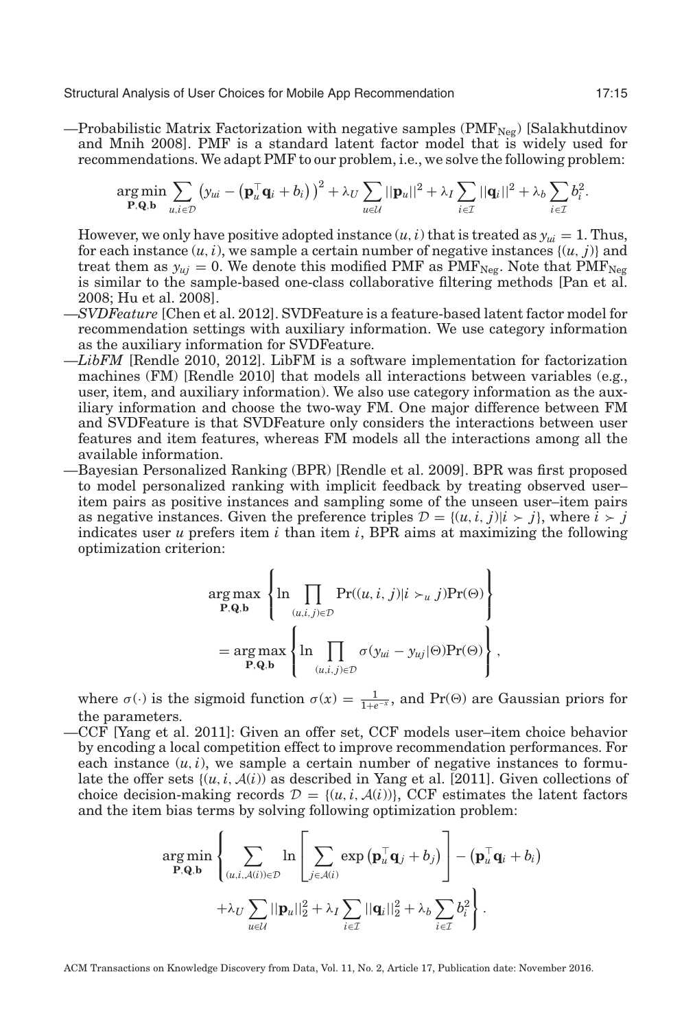—Probabilistic Matrix Factorization with negative samples ($\text{PMF}_{\text{Neg}}$) [Salakhutdinov and Mnih 2008]. PMF is a standard latent factor model that is widely used for recommendations. We adapt PMF to our problem, i.e., we solve the following problem:

$$\arg\min_{\mathbf{P},\mathbf{Q},\mathbf{b}} \sum_{u,i\in\mathcal{D}} \left(y_{ui} - \left(\mathbf{p}_u^\top \mathbf{q}_i + b_i\right)\right)^2 + \lambda_U \sum_{u\in\mathcal{U}} ||\mathbf{p}_u||^2 + \lambda_I \sum_{i\in\mathcal{I}} ||\mathbf{q}_i||^2 + \lambda_b \sum_{i\in\mathcal{I}} b_i^2.$$

However, we only have positive adopted instance $(u, i)$ that is treated as $y_{ui} = 1$. Thus, for each instance $(u, i)$, we sample a certain number of negative instances $\{(u, j)\}$ and treat them as $y_{uj} = 0$. We denote this modified PMF as $\text{PMF}_{\text{Neg}}$. Note that $\text{PMF}_{\text{Neg}}$ is similar to the sample-based one-class collaborative filtering methods [Pan et al. 2008; Hu et al. 2008].

—*SVDFeature* [Chen et al. 2012]. SVDFeature is a feature-based latent factor model for recommendation settings with auxiliary information. We use category information as the auxiliary information for SVDFeature.

—*LibFM* [Rendle 2010, 2012]. LibFM is a software implementation for factorization machines (FM) [Rendle 2010] that models all interactions between variables (e.g., user, item, and auxiliary information). We also use category information as the auxiliary information and choose the two-way FM. One major difference between FM and SVDFeature is that SVDFeature only considers the interactions between user features and item features, whereas FM models all the interactions among all the available information.

—Bayesian Personalized Ranking (BPR) [Rendle et al. 2009]. BPR was first proposed to model personalized ranking with implicit feedback by treating observed user–item pairs as positive instances and sampling some of the unseen user–item pairs as negative instances. Given the preference triples $\mathcal{D} = \{(u, i, j)|i \succ j\}$, where $i \succ j$ indicates user $u$ prefers item $i$ than item $i$, BPR aims at maximizing the following optimization criterion:

$$\begin{aligned}
&\arg\max_{\mathbf{P},\mathbf{Q},\mathbf{b}} \left\{ \ln \prod_{(u,i,j)\in\mathcal{D}} \Pr((u,i,j)|i \succ_u j)\Pr(\Theta) \right\} \\
&= \arg\max_{\mathbf{P},\mathbf{Q},\mathbf{b}} \left\{ \ln \prod_{(u,i,j)\in\mathcal{D}} \sigma(y_{ui} - y_{uj}|\Theta)\Pr(\Theta) \right\},
\end{aligned}$$

where $\sigma(\cdot)$ is the sigmoid function $\sigma(x) = \frac{1}{1+e^{-x}}$, and $\Pr(\Theta)$ are Gaussian priors for the parameters.

—CCF [Yang et al. 2011]: Given an offer set, CCF models user–item choice behavior by encoding a local competition effect to improve recommendation performances. For each instance $(u, i)$, we sample a certain number of negative instances to formulate the offer sets $\{(u, i, \mathcal{A}(i))\}$ as described in Yang et al. [2011]. Given collections of choice decision-making records $\mathcal{D} = \{(u, i, \mathcal{A}(i))\}$, CCF estimates the latent factors and the item bias terms by solving following optimization problem:

$$\begin{aligned}
\arg\min_{\mathbf{P},\mathbf{Q},\mathbf{b}} \Bigg\{ &\sum_{(u,i,\mathcal{A}(i))\in\mathcal{D}} \ln\left[\sum_{j\in\mathcal{A}(i)} \exp\left(\mathbf{p}_u^\top \mathbf{q}_j + b_j\right)\right] - \left(\mathbf{p}_u^\top \mathbf{q}_i + b_i\right) \\
&+ \lambda_U \sum_{u\in\mathcal{U}} ||\mathbf{p}_u||_2^2 + \lambda_I \sum_{i\in\mathcal{I}} ||\mathbf{q}_i||_2^2 + \lambda_b \sum_{i\in\mathcal{I}} b_i^2 \Bigg\}.
\end{aligned}$$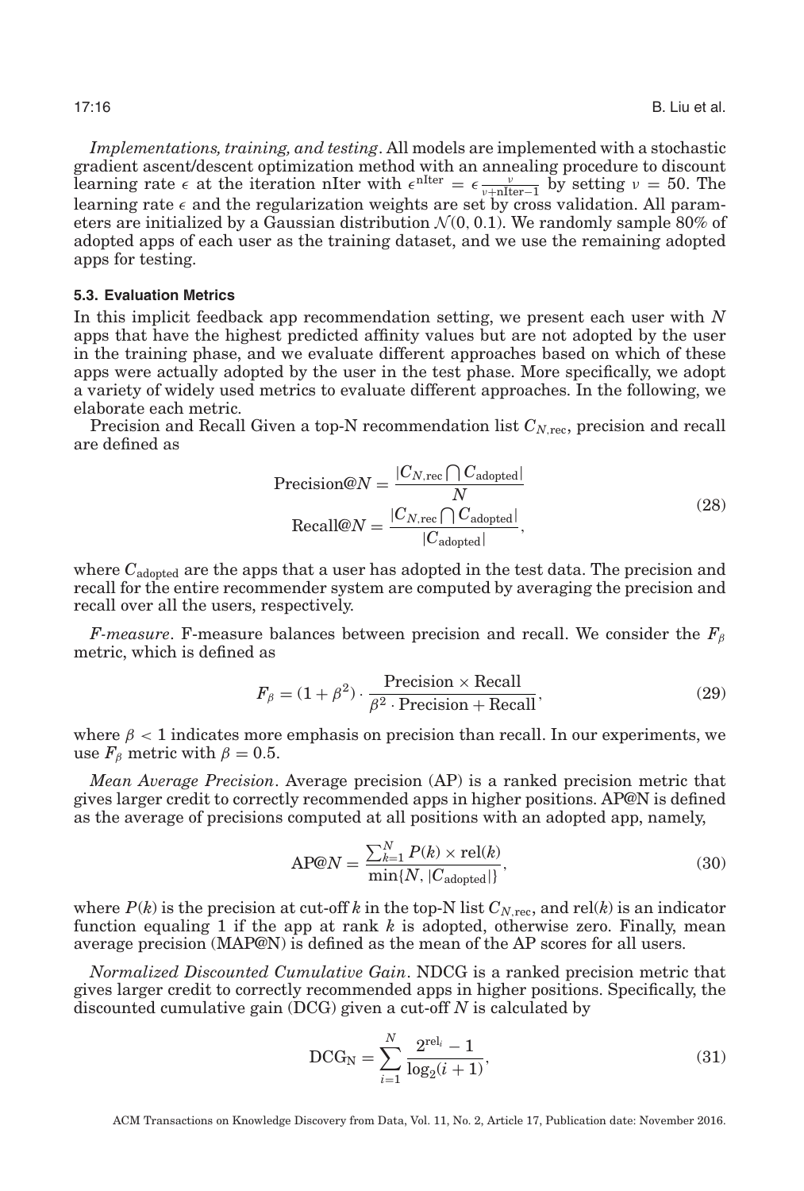*Implementations, training, and testing*. All models are implemented with a stochastic gradient ascent/descent optimization method with an annealing procedure to discount learning rate $\epsilon$ at the iteration nIter with $\epsilon^{\text{nIter}} = \epsilon \frac{\nu}{\nu + \text{nIter} - 1}$ by setting $\nu = 50$. The learning rate $\epsilon$ and the regularization weights are set by cross validation. All parameters are initialized by a Gaussian distribution $\mathcal{N}(0, 0.1)$. We randomly sample 80% of adopted apps of each user as the training dataset, and we use the remaining adopted apps for testing.

### 5.3. Evaluation Metrics

In this implicit feedback app recommendation setting, we present each user with $N$ apps that have the highest predicted affinity values but are not adopted by the user in the training phase, and we evaluate different approaches based on which of these apps were actually adopted by the user in the test phase. More specifically, we adopt a variety of widely used metrics to evaluate different approaches. In the following, we elaborate each metric.

Precision and Recall Given a top-N recommendation list $C_{N,\text{rec}}$, precision and recall are defined as

$$
\begin{aligned}
\text{Precision@}N &= \frac{|C_{N,\text{rec}} \bigcap C_{\text{adopted}}|}{N} \\
\text{Recall@}N &= \frac{|C_{N,\text{rec}} \bigcap C_{\text{adopted}}|}{|C_{\text{adopted}}|},
\end{aligned}
\tag{28}
$$

where $C_{\text{adopted}}$ are the apps that a user has adopted in the test data. The precision and recall for the entire recommender system are computed by averaging the precision and recall over all the users, respectively.

*F-measure*. F-measure balances between precision and recall. We consider the $F_\beta$ metric, which is defined as

$$
F_\beta = (1 + \beta^2) \cdot \frac{\text{Precision} \times \text{Recall}}{\beta^2 \cdot \text{Precision} + \text{Recall}},
\tag{29}
$$

where $\beta < 1$ indicates more emphasis on precision than recall. In our experiments, we use $F_\beta$ metric with $\beta = 0.5$.

*Mean Average Precision*. Average precision (AP) is a ranked precision metric that gives larger credit to correctly recommended apps in higher positions. AP@N is defined as the average of precisions computed at all positions with an adopted app, namely,

$$
\text{AP@}N = \frac{\sum_{k=1}^{N} P(k) \times \text{rel}(k)}{\min\{N, |C_{\text{adopted}}|\}},
\tag{30}
$$

where $P(k)$ is the precision at cut-off $k$ in the top-N list $C_{N,\text{rec}}$, and $\text{rel}(k)$ is an indicator function equaling 1 if the app at rank $k$ is adopted, otherwise zero. Finally, mean average precision (MAP@N) is defined as the mean of the AP scores for all users.

*Normalized Discounted Cumulative Gain*. NDCG is a ranked precision metric that gives larger credit to correctly recommended apps in higher positions. Specifically, the discounted cumulative gain (DCG) given a cut-off $N$ is calculated by

$$
\text{DCG}_\text{N} = \sum_{i=1}^{N} \frac{2^{\text{rel}_i} - 1}{\log_2(i + 1)},
\tag{31}
$$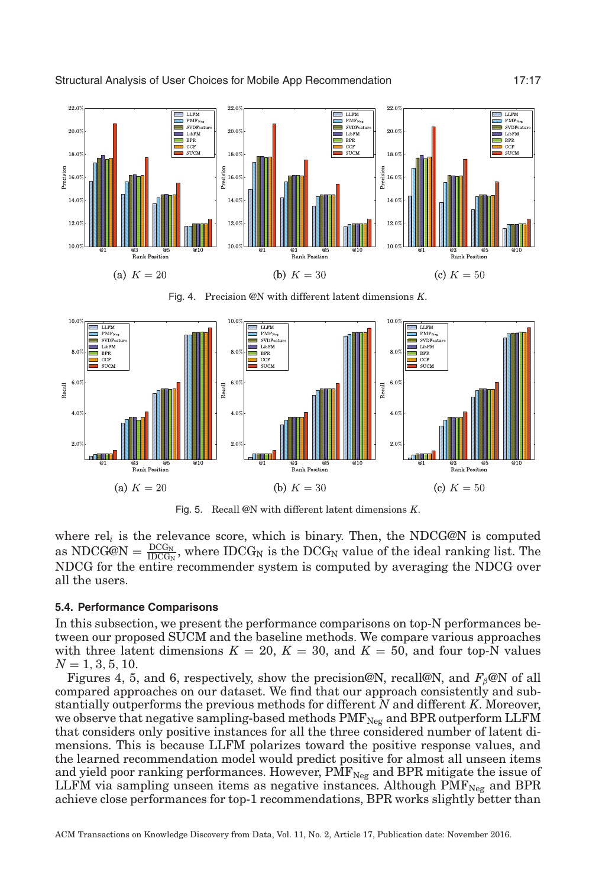(a) $K = 20$ (b) $K = 30$ (c) $K = 50$

Fig. 4. Precision @N with different latent dimensions $K$.

(a) $K = 20$ (b) $K = 30$ (c) $K = 50$

Fig. 5. Recall @N with different latent dimensions $K$.

where $\text{rel}_i$ is the relevance score, which is binary. Then, the NDCG@N is computed as $\text{NDCG@N} = \frac{\text{DCG}_\text{N}}{\text{IDCG}_\text{N}}$, where $\text{IDCG}_\text{N}$ is the $\text{DCG}_\text{N}$ value of the ideal ranking list. The NDCG for the entire recommender system is computed by averaging the NDCG over all the users.

### 5.4. Performance Comparisons

In this subsection, we present the performance comparisons on top-N performances between our proposed SUCM and the baseline methods. We compare various approaches with three latent dimensions $K = 20$, $K = 30$, and $K = 50$, and four top-N values $N = 1, 3, 5, 10$.

Figures 4, 5, and 6, respectively, show the precision@N, recall@N, and $F_\beta$@N of all compared approaches on our dataset. We find that our approach consistently and substantially outperforms the previous methods for different $N$ and different $K$. Moreover, we observe that negative sampling-based methods $\text{PMF}_\text{Neg}$ and BPR outperform LLFM that considers only positive instances for all the three considered number of latent dimensions. This is because LLFM polarizes toward the positive response values, and the learned recommendation model would predict positive for almost all unseen items and yield poor ranking performances. However, $\text{PMF}_\text{Neg}$ and BPR mitigate the issue of LLFM via sampling unseen items as negative instances. Although $\text{PMF}_\text{Neg}$ and BPR achieve close performances for top-1 recommendations, BPR works slightly better than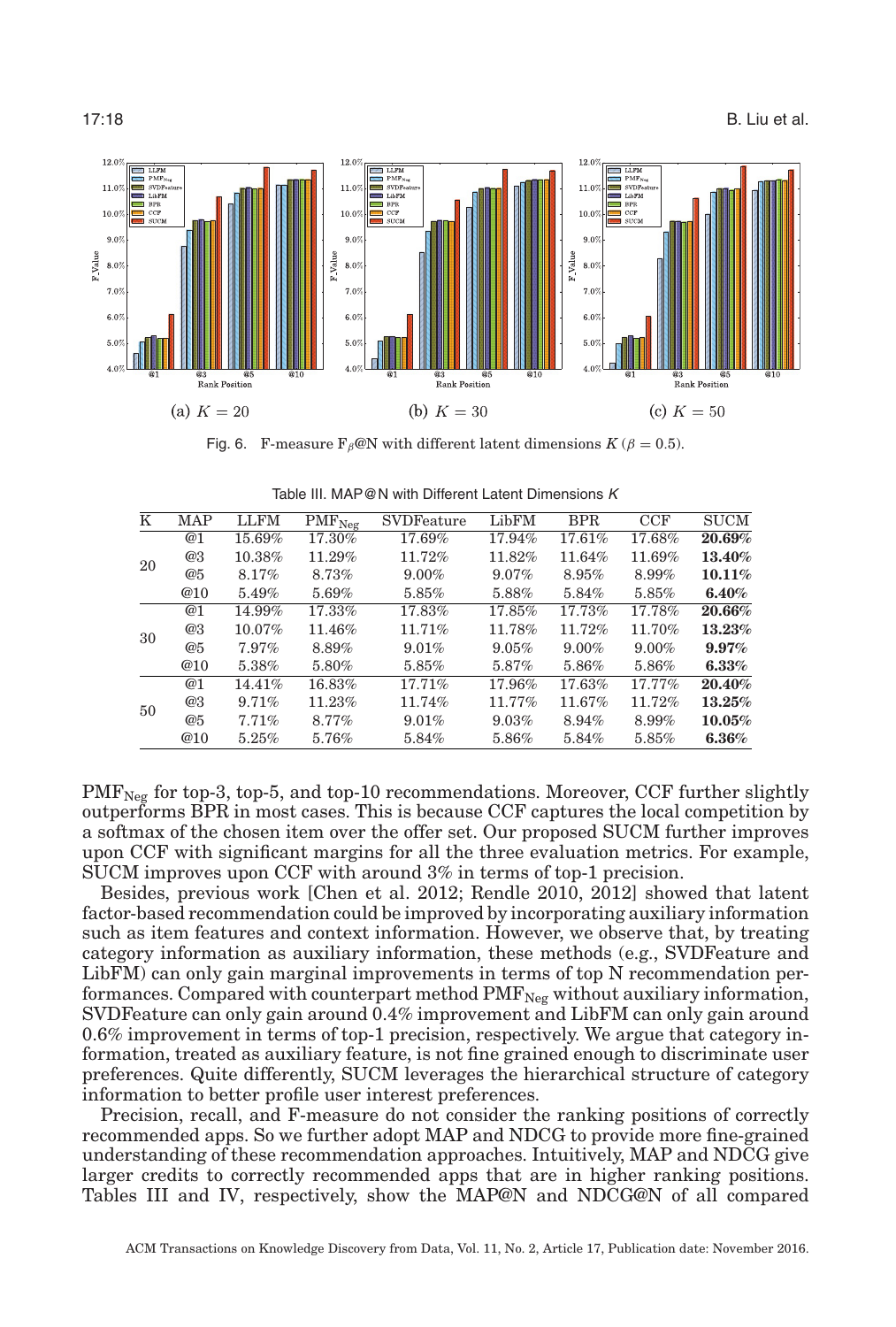(a) $K = 20$ (b) $K = 30$ (c) $K = 50$

Fig. 6. F-measure $F_\beta$@N with different latent dimensions $K$ ($\beta = 0.5$).

Table III. MAP@N with Different Latent Dimensions $K$

| K | MAP | LLFM | $PMF_{Neg}$ | SVDFeature | LibFM | BPR | CCF | SUCM |
|---|---|---|---|---|---|---|---|---|
| 20 | @1 | 15.69% | 17.30% | 17.69% | 17.94% | 17.61% | 17.68% | **20.69%** |
| | @3 | 10.38% | 11.29% | 11.72% | 11.82% | 11.64% | 11.69% | **13.40%** |
| | @5 | 8.17% | 8.73% | 9.00% | 9.07% | 8.95% | 8.99% | **10.11%** |
| | @10 | 5.49% | 5.69% | 5.85% | 5.88% | 5.84% | 5.85% | **6.40%** |
| 30 | @1 | 14.99% | 17.33% | 17.83% | 17.85% | 17.73% | 17.78% | **20.66%** |
| | @3 | 10.07% | 11.46% | 11.71% | 11.78% | 11.72% | 11.70% | **13.23%** |
| | @5 | 7.97% | 8.89% | 9.01% | 9.05% | 9.00% | 9.00% | **9.97%** |
| | @10 | 5.38% | 5.80% | 5.85% | 5.87% | 5.86% | 5.86% | **6.33%** |
| 50 | @1 | 14.41% | 16.83% | 17.71% | 17.96% | 17.63% | 17.77% | **20.40%** |
| | @3 | 9.71% | 11.23% | 11.74% | 11.77% | 11.67% | 11.72% | **13.25%** |
| | @5 | 7.71% | 8.77% | 9.01% | 9.03% | 8.94% | 8.99% | **10.05%** |
| | @10 | 5.25% | 5.76% | 5.84% | 5.86% | 5.84% | 5.85% | **6.36%** |

$PMF_{Neg}$ for top-3, top-5, and top-10 recommendations. Moreover, CCF further slightly outperforms BPR in most cases. This is because CCF captures the local competition by a softmax of the chosen item over the offer set. Our proposed SUCM further improves upon CCF with significant margins for all the three evaluation metrics. For example, SUCM improves upon CCF with around 3% in terms of top-1 precision.

Besides, previous work [Chen et al. 2012; Rendle 2010, 2012] showed that latent factor-based recommendation could be improved by incorporating auxiliary information such as item features and context information. However, we observe that, by treating category information as auxiliary information, these methods (e.g., SVDFeature and LibFM) can only gain marginal improvements in terms of top N recommendation performances. Compared with counterpart method $PMF_{Neg}$ without auxiliary information, SVDFeature can only gain around 0.4% improvement and LibFM can only gain around 0.6% improvement in terms of top-1 precision, respectively. We argue that category information, treated as auxiliary feature, is not fine grained enough to discriminate user preferences. Quite differently, SUCM leverages the hierarchical structure of category information to better profile user interest preferences.

Precision, recall, and F-measure do not consider the ranking positions of correctly recommended apps. So we further adopt MAP and NDCG to provide more fine-grained understanding of these recommendation approaches. Intuitively, MAP and NDCG give larger credits to correctly recommended apps that are in higher ranking positions. Tables III and IV, respectively, show the MAP@N and NDCG@N of all compared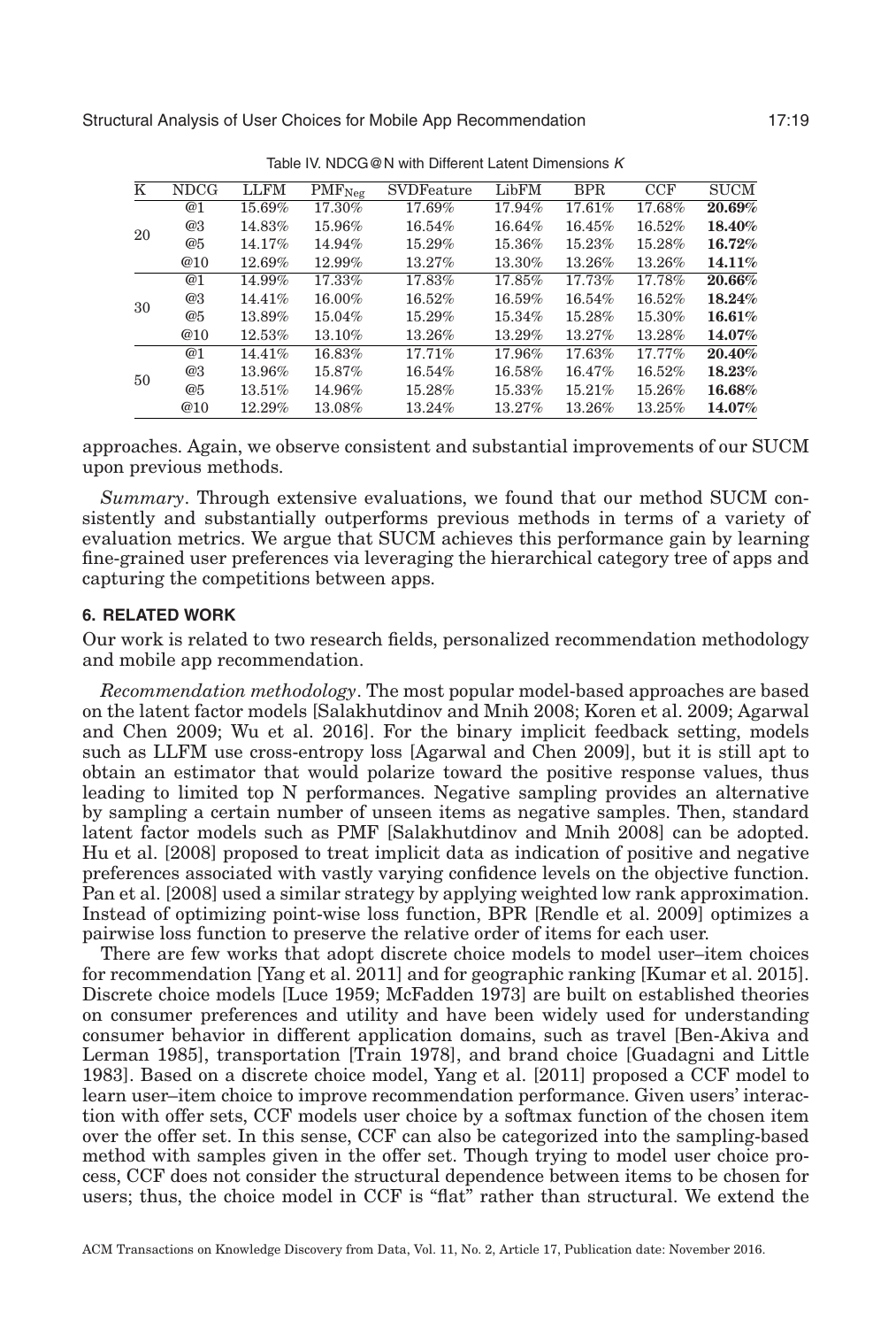Table IV. NDCG@N with Different Latent Dimensions $K$

| K | NDCG | LLFM | $\text{PMF}_{\text{Neg}}$ | SVDFeature | LibFM | BPR | CCF | SUCM |
|---|---|---|---|---|---|---|---|---|
| 20 | @1 | 15.69% | 17.30% | 17.69% | 17.94% | 17.61% | 17.68% | **20.69%** |
| | @3 | 14.83% | 15.96% | 16.54% | 16.64% | 16.45% | 16.52% | **18.40%** |
| | @5 | 14.17% | 14.94% | 15.29% | 15.36% | 15.23% | 15.28% | **16.72%** |
| | @10 | 12.69% | 12.99% | 13.27% | 13.30% | 13.26% | 13.26% | **14.11%** |
| 30 | @1 | 14.99% | 17.33% | 17.83% | 17.85% | 17.73% | 17.78% | **20.66%** |
| | @3 | 14.41% | 16.00% | 16.52% | 16.59% | 16.54% | 16.52% | **18.24%** |
| | @5 | 13.89% | 15.04% | 15.29% | 15.34% | 15.28% | 15.30% | **16.61%** |
| | @10 | 12.53% | 13.10% | 13.26% | 13.29% | 13.27% | 13.28% | **14.07%** |
| 50 | @1 | 14.41% | 16.83% | 17.71% | 17.96% | 17.63% | 17.77% | **20.40%** |
| | @3 | 13.96% | 15.87% | 16.54% | 16.58% | 16.47% | 16.52% | **18.23%** |
| | @5 | 13.51% | 14.96% | 15.28% | 15.33% | 15.21% | 15.26% | **16.68%** |
| | @10 | 12.29% | 13.08% | 13.24% | 13.27% | 13.26% | 13.25% | **14.07%** |

approaches. Again, we observe consistent and substantial improvements of our SUCM upon previous methods.

*Summary*. Through extensive evaluations, we found that our method SUCM consistently and substantially outperforms previous methods in terms of a variety of evaluation metrics. We argue that SUCM achieves this performance gain by learning fine-grained user preferences via leveraging the hierarchical category tree of apps and capturing the competitions between apps.

## 6. RELATED WORK

Our work is related to two research fields, personalized recommendation methodology and mobile app recommendation.

*Recommendation methodology*. The most popular model-based approaches are based on the latent factor models [Salakhutdinov and Mnih 2008; Koren et al. 2009; Agarwal and Chen 2009; Wu et al. 2016]. For the binary implicit feedback setting, models such as LLFM use cross-entropy loss [Agarwal and Chen 2009], but it is still apt to obtain an estimator that would polarize toward the positive response values, thus leading to limited top N performances. Negative sampling provides an alternative by sampling a certain number of unseen items as negative samples. Then, standard latent factor models such as PMF [Salakhutdinov and Mnih 2008] can be adopted. Hu et al. [2008] proposed to treat implicit data as indication of positive and negative preferences associated with vastly varying confidence levels on the objective function. Pan et al. [2008] used a similar strategy by applying weighted low rank approximation. Instead of optimizing point-wise loss function, BPR [Rendle et al. 2009] optimizes a pairwise loss function to preserve the relative order of items for each user.

There are few works that adopt discrete choice models to model user–item choices for recommendation [Yang et al. 2011] and for geographic ranking [Kumar et al. 2015]. Discrete choice models [Luce 1959; McFadden 1973] are built on established theories on consumer preferences and utility and have been widely used for understanding consumer behavior in different application domains, such as travel [Ben-Akiva and Lerman 1985], transportation [Train 1978], and brand choice [Guadagni and Little 1983]. Based on a discrete choice model, Yang et al. [2011] proposed a CCF model to learn user–item choice to improve recommendation performance. Given users' interaction with offer sets, CCF models user choice by a softmax function of the chosen item over the offer set. In this sense, CCF can also be categorized into the sampling-based method with samples given in the offer set. Though trying to model user choice process, CCF does not consider the structural dependence between items to be chosen for users; thus, the choice model in CCF is "flat" rather than structural. We extend the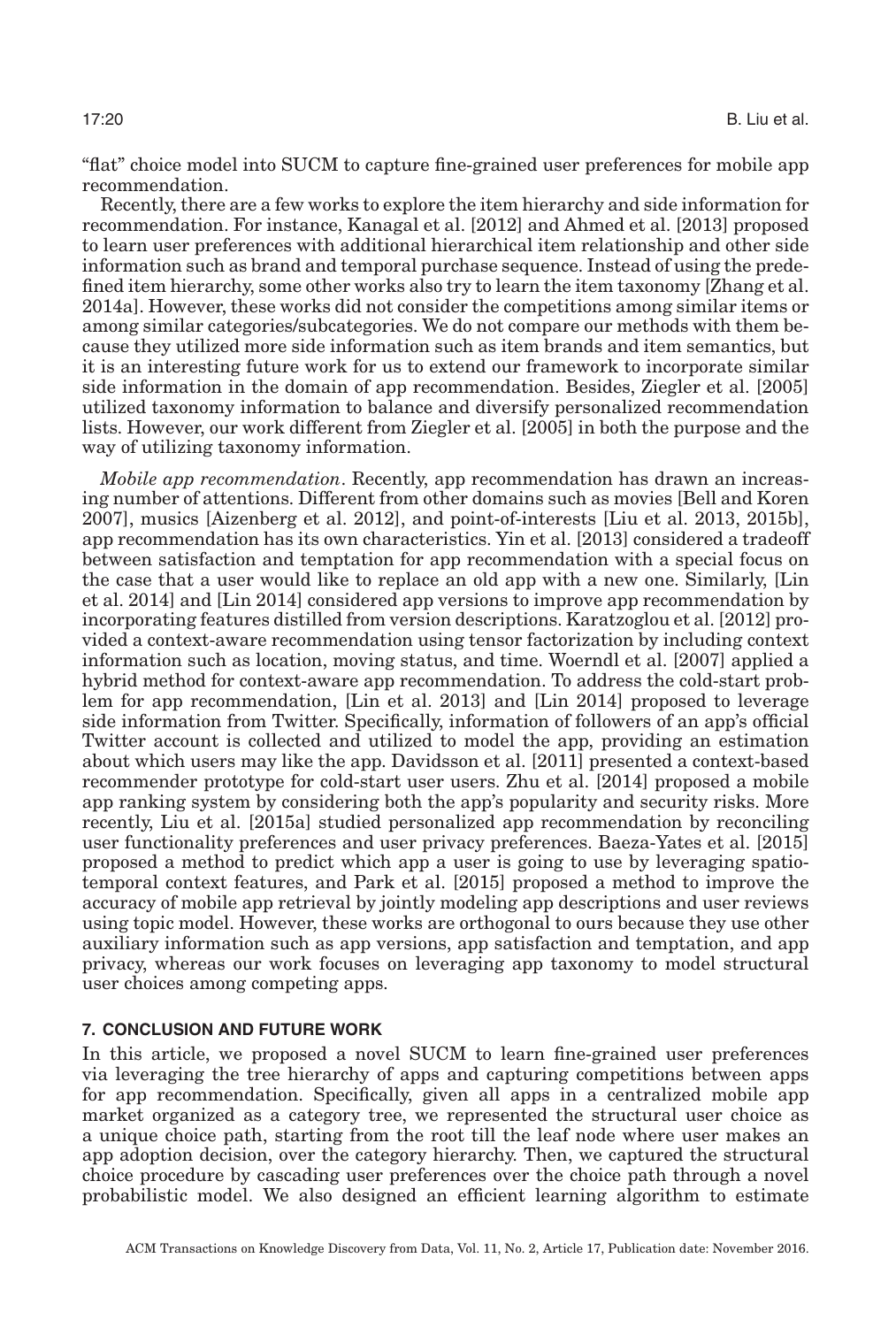"flat" choice model into SUCM to capture fine-grained user preferences for mobile app recommendation.

Recently, there are a few works to explore the item hierarchy and side information for recommendation. For instance, Kanagal et al. [2012] and Ahmed et al. [2013] proposed to learn user preferences with additional hierarchical item relationship and other side information such as brand and temporal purchase sequence. Instead of using the predefined item hierarchy, some other works also try to learn the item taxonomy [Zhang et al. 2014a]. However, these works did not consider the competitions among similar items or among similar categories/subcategories. We do not compare our methods with them because they utilized more side information such as item brands and item semantics, but it is an interesting future work for us to extend our framework to incorporate similar side information in the domain of app recommendation. Besides, Ziegler et al. [2005] utilized taxonomy information to balance and diversify personalized recommendation lists. However, our work different from Ziegler et al. [2005] in both the purpose and the way of utilizing taxonomy information.

*Mobile app recommendation*. Recently, app recommendation has drawn an increasing number of attentions. Different from other domains such as movies [Bell and Koren 2007], musics [Aizenberg et al. 2012], and point-of-interests [Liu et al. 2013, 2015b], app recommendation has its own characteristics. Yin et al. [2013] considered a tradeoff between satisfaction and temptation for app recommendation with a special focus on the case that a user would like to replace an old app with a new one. Similarly, [Lin et al. 2014] and [Lin 2014] considered app versions to improve app recommendation by incorporating features distilled from version descriptions. Karatzoglou et al. [2012] provided a context-aware recommendation using tensor factorization by including context information such as location, moving status, and time. Woerndl et al. [2007] applied a hybrid method for context-aware app recommendation. To address the cold-start problem for app recommendation, [Lin et al. 2013] and [Lin 2014] proposed to leverage side information from Twitter. Specifically, information of followers of an app's official Twitter account is collected and utilized to model the app, providing an estimation about which users may like the app. Davidsson et al. [2011] presented a context-based recommender prototype for cold-start user users. Zhu et al. [2014] proposed a mobile app ranking system by considering both the app's popularity and security risks. More recently, Liu et al. [2015a] studied personalized app recommendation by reconciling user functionality preferences and user privacy preferences. Baeza-Yates et al. [2015] proposed a method to predict which app a user is going to use by leveraging spatio-temporal context features, and Park et al. [2015] proposed a method to improve the accuracy of mobile app retrieval by jointly modeling app descriptions and user reviews using topic model. However, these works are orthogonal to ours because they use other auxiliary information such as app versions, app satisfaction and temptation, and app privacy, whereas our work focuses on leveraging app taxonomy to model structural user choices among competing apps.

## 7. CONCLUSION AND FUTURE WORK

In this article, we proposed a novel SUCM to learn fine-grained user preferences via leveraging the tree hierarchy of apps and capturing competitions between apps for app recommendation. Specifically, given all apps in a centralized mobile app market organized as a category tree, we represented the structural user choice as a unique choice path, starting from the root till the leaf node where user makes an app adoption decision, over the category hierarchy. Then, we captured the structural choice procedure by cascading user preferences over the choice path through a novel probabilistic model. We also designed an efficient learning algorithm to estimate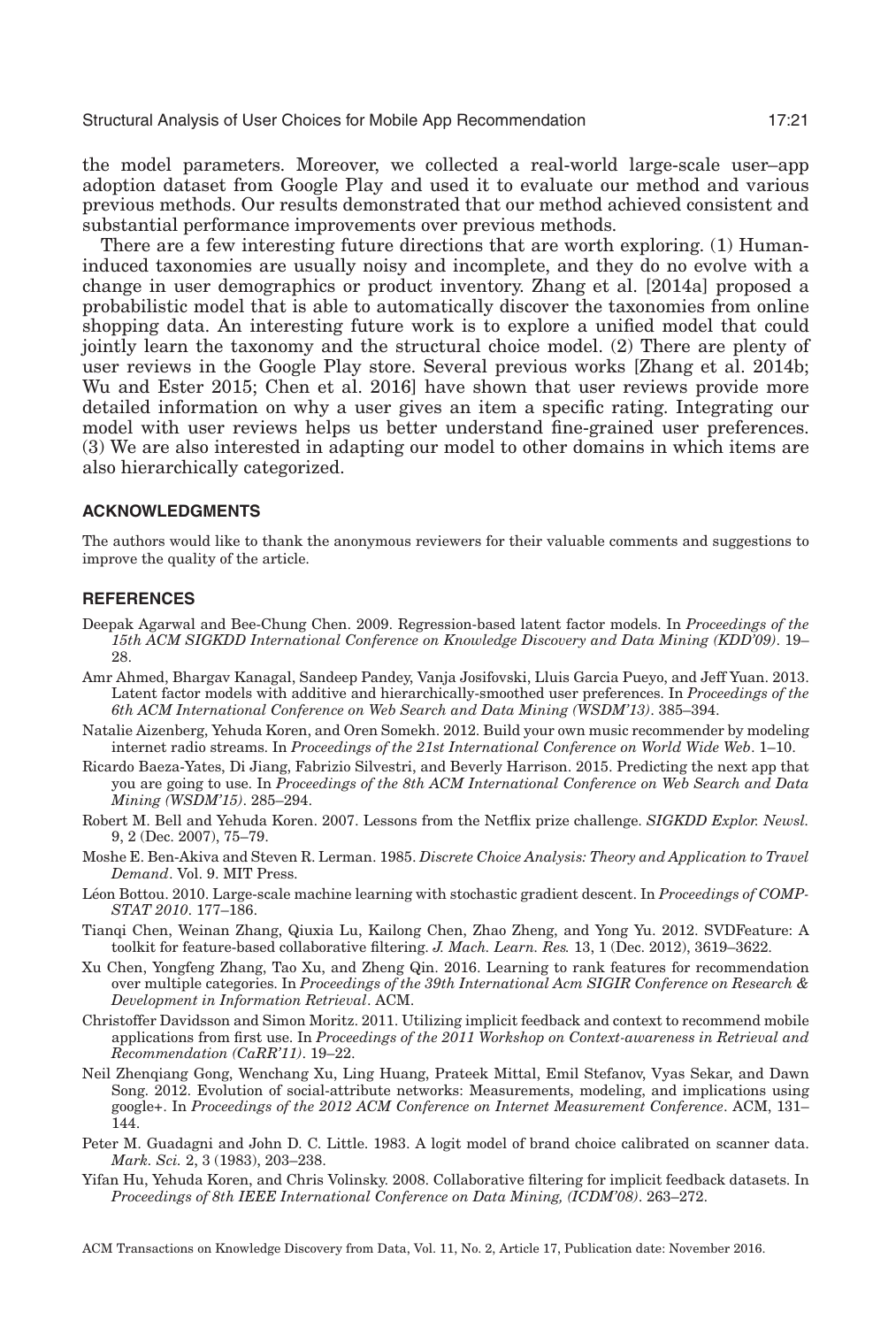the model parameters. Moreover, we collected a real-world large-scale user–app adoption dataset from Google Play and used it to evaluate our method and various previous methods. Our results demonstrated that our method achieved consistent and substantial performance improvements over previous methods.

There are a few interesting future directions that are worth exploring. (1) Human-induced taxonomies are usually noisy and incomplete, and they do no evolve with a change in user demographics or product inventory. Zhang et al. [2014a] proposed a probabilistic model that is able to automatically discover the taxonomies from online shopping data. An interesting future work is to explore a unified model that could jointly learn the taxonomy and the structural choice model. (2) There are plenty of user reviews in the Google Play store. Several previous works [Zhang et al. 2014b; Wu and Ester 2015; Chen et al. 2016] have shown that user reviews provide more detailed information on why a user gives an item a specific rating. Integrating our model with user reviews helps us better understand fine-grained user preferences. (3) We are also interested in adapting our model to other domains in which items are also hierarchically categorized.

## ACKNOWLEDGMENTS

The authors would like to thank the anonymous reviewers for their valuable comments and suggestions to improve the quality of the article.

## REFERENCES

Deepak Agarwal and Bee-Chung Chen. 2009. Regression-based latent factor models. In *Proceedings of the 15th ACM SIGKDD International Conference on Knowledge Discovery and Data Mining (KDD'09)*. 19–28.

Amr Ahmed, Bhargav Kanagal, Sandeep Pandey, Vanja Josifovski, Lluis Garcia Pueyo, and Jeff Yuan. 2013. Latent factor models with additive and hierarchically-smoothed user preferences. In *Proceedings of the 6th ACM International Conference on Web Search and Data Mining (WSDM'13)*. 385–394.

Natalie Aizenberg, Yehuda Koren, and Oren Somekh. 2012. Build your own music recommender by modeling internet radio streams. In *Proceedings of the 21st International Conference on World Wide Web*. 1–10.

Ricardo Baeza-Yates, Di Jiang, Fabrizio Silvestri, and Beverly Harrison. 2015. Predicting the next app that you are going to use. In *Proceedings of the 8th ACM International Conference on Web Search and Data Mining (WSDM'15)*. 285–294.

Robert M. Bell and Yehuda Koren. 2007. Lessons from the Netflix prize challenge. *SIGKDD Explor. Newsl.* 9, 2 (Dec. 2007), 75–79.

Moshe E. Ben-Akiva and Steven R. Lerman. 1985. *Discrete Choice Analysis: Theory and Application to Travel Demand*. Vol. 9. MIT Press.

Léon Bottou. 2010. Large-scale machine learning with stochastic gradient descent. In *Proceedings of COMPSTAT 2010*. 177–186.

Tianqi Chen, Weinan Zhang, Qiuxia Lu, Kailong Chen, Zhao Zheng, and Yong Yu. 2012. SVDFeature: A toolkit for feature-based collaborative filtering. *J. Mach. Learn. Res.* 13, 1 (Dec. 2012), 3619–3622.

Xu Chen, Yongfeng Zhang, Tao Xu, and Zheng Qin. 2016. Learning to rank features for recommendation over multiple categories. In *Proceedings of the 39th International Acm SIGIR Conference on Research & Development in Information Retrieval*. ACM.

Christoffer Davidsson and Simon Moritz. 2011. Utilizing implicit feedback and context to recommend mobile applications from first use. In *Proceedings of the 2011 Workshop on Context-awareness in Retrieval and Recommendation (CaRR'11)*. 19–22.

Neil Zhenqiang Gong, Wenchang Xu, Ling Huang, Prateek Mittal, Emil Stefanov, Vyas Sekar, and Dawn Song. 2012. Evolution of social-attribute networks: Measurements, modeling, and implications using google+. In *Proceedings of the 2012 ACM Conference on Internet Measurement Conference*. ACM, 131–144.

Peter M. Guadagni and John D. C. Little. 1983. A logit model of brand choice calibrated on scanner data. *Mark. Sci.* 2, 3 (1983), 203–238.

Yifan Hu, Yehuda Koren, and Chris Volinsky. 2008. Collaborative filtering for implicit feedback datasets. In *Proceedings of 8th IEEE International Conference on Data Mining, (ICDM'08)*. 263–272.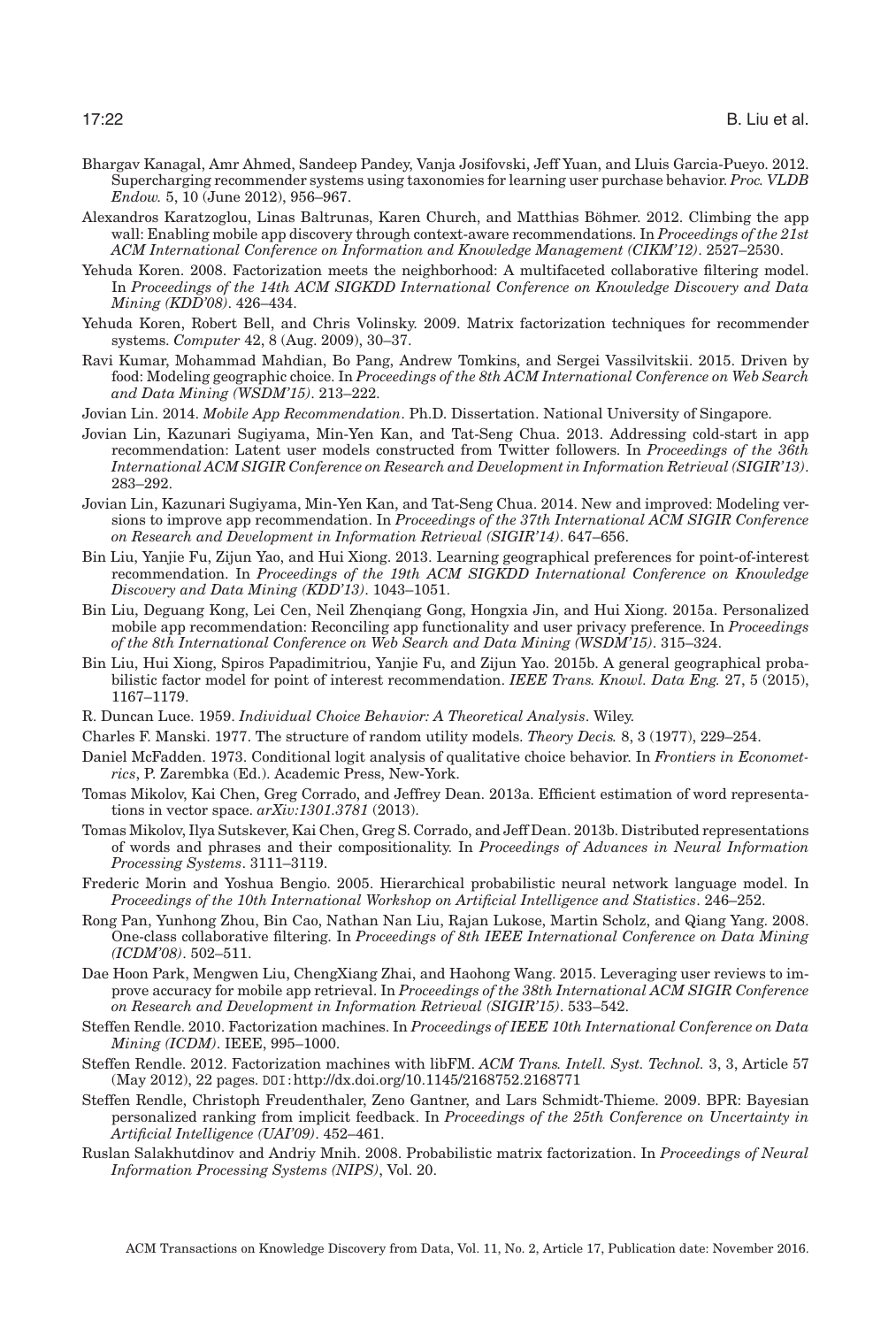Bhargav Kanagal, Amr Ahmed, Sandeep Pandey, Vanja Josifovski, Jeff Yuan, and Lluis Garcia-Pueyo. 2012. Supercharging recommender systems using taxonomies for learning user purchase behavior. *Proc. VLDB Endow.* 5, 10 (June 2012), 956–967.

Alexandros Karatzoglou, Linas Baltrunas, Karen Church, and Matthias Böhmer. 2012. Climbing the app wall: Enabling mobile app discovery through context-aware recommendations. In *Proceedings of the 21st ACM International Conference on Information and Knowledge Management (CIKM'12)*. 2527–2530.

Yehuda Koren. 2008. Factorization meets the neighborhood: A multifaceted collaborative filtering model. In *Proceedings of the 14th ACM SIGKDD International Conference on Knowledge Discovery and Data Mining (KDD'08)*. 426–434.

Yehuda Koren, Robert Bell, and Chris Volinsky. 2009. Matrix factorization techniques for recommender systems. *Computer* 42, 8 (Aug. 2009), 30–37.

Ravi Kumar, Mohammad Mahdian, Bo Pang, Andrew Tomkins, and Sergei Vassilvitskii. 2015. Driven by food: Modeling geographic choice. In *Proceedings of the 8th ACM International Conference on Web Search and Data Mining (WSDM'15)*. 213–222.

Jovian Lin. 2014. *Mobile App Recommendation*. Ph.D. Dissertation. National University of Singapore.

Jovian Lin, Kazunari Sugiyama, Min-Yen Kan, and Tat-Seng Chua. 2013. Addressing cold-start in app recommendation: Latent user models constructed from Twitter followers. In *Proceedings of the 36th International ACM SIGIR Conference on Research and Development in Information Retrieval (SIGIR'13)*. 283–292.

Jovian Lin, Kazunari Sugiyama, Min-Yen Kan, and Tat-Seng Chua. 2014. New and improved: Modeling versions to improve app recommendation. In *Proceedings of the 37th International ACM SIGIR Conference on Research and Development in Information Retrieval (SIGIR'14)*. 647–656.

Bin Liu, Yanjie Fu, Zijun Yao, and Hui Xiong. 2013. Learning geographical preferences for point-of-interest recommendation. In *Proceedings of the 19th ACM SIGKDD International Conference on Knowledge Discovery and Data Mining (KDD'13)*. 1043–1051.

Bin Liu, Deguang Kong, Lei Cen, Neil Zhenqiang Gong, Hongxia Jin, and Hui Xiong. 2015a. Personalized mobile app recommendation: Reconciling app functionality and user privacy preference. In *Proceedings of the 8th International Conference on Web Search and Data Mining (WSDM'15)*. 315–324.

Bin Liu, Hui Xiong, Spiros Papadimitriou, Yanjie Fu, and Zijun Yao. 2015b. A general geographical probabilistic factor model for point of interest recommendation. *IEEE Trans. Knowl. Data Eng.* 27, 5 (2015), 1167–1179.

R. Duncan Luce. 1959. *Individual Choice Behavior: A Theoretical Analysis*. Wiley.

Charles F. Manski. 1977. The structure of random utility models. *Theory Decis.* 8, 3 (1977), 229–254.

Daniel McFadden. 1973. Conditional logit analysis of qualitative choice behavior. In *Frontiers in Econometrics*, P. Zarembka (Ed.). Academic Press, New-York.

Tomas Mikolov, Kai Chen, Greg Corrado, and Jeffrey Dean. 2013a. Efficient estimation of word representations in vector space. *arXiv:1301.3781* (2013).

Tomas Mikolov, Ilya Sutskever, Kai Chen, Greg S. Corrado, and Jeff Dean. 2013b. Distributed representations of words and phrases and their compositionality. In *Proceedings of Advances in Neural Information Processing Systems*. 3111–3119.

Frederic Morin and Yoshua Bengio. 2005. Hierarchical probabilistic neural network language model. In *Proceedings of the 10th International Workshop on Artificial Intelligence and Statistics*. 246–252.

Rong Pan, Yunhong Zhou, Bin Cao, Nathan Nan Liu, Rajan Lukose, Martin Scholz, and Qiang Yang. 2008. One-class collaborative filtering. In *Proceedings of 8th IEEE International Conference on Data Mining (ICDM'08)*. 502–511.

Dae Hoon Park, Mengwen Liu, ChengXiang Zhai, and Haohong Wang. 2015. Leveraging user reviews to improve accuracy for mobile app retrieval. In *Proceedings of the 38th International ACM SIGIR Conference on Research and Development in Information Retrieval (SIGIR'15)*. 533–542.

Steffen Rendle. 2010. Factorization machines. In *Proceedings of IEEE 10th International Conference on Data Mining (ICDM)*. IEEE, 995–1000.

Steffen Rendle. 2012. Factorization machines with libFM. *ACM Trans. Intell. Syst. Technol.* 3, 3, Article 57 (May 2012), 22 pages. DOI: http://dx.doi.org/10.1145/2168752.2168771

Steffen Rendle, Christoph Freudenthaler, Zeno Gantner, and Lars Schmidt-Thieme. 2009. BPR: Bayesian personalized ranking from implicit feedback. In *Proceedings of the 25th Conference on Uncertainty in Artificial Intelligence (UAI'09)*. 452–461.

Ruslan Salakhutdinov and Andriy Mnih. 2008. Probabilistic matrix factorization. In *Proceedings of Neural Information Processing Systems (NIPS)*, Vol. 20.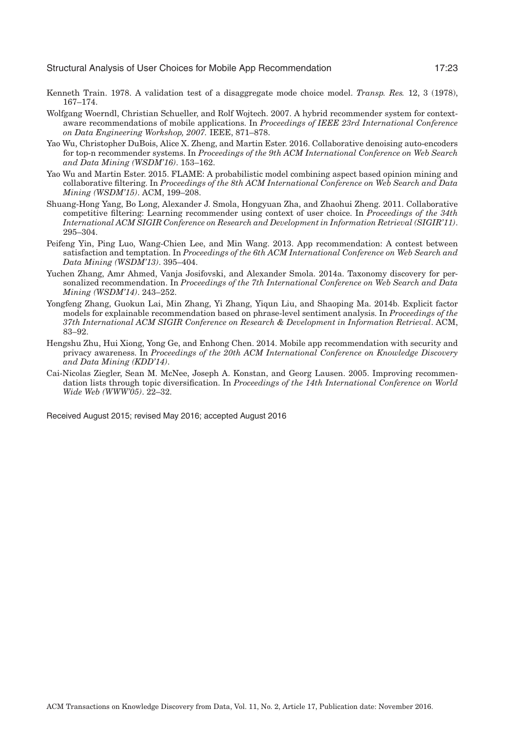Kenneth Train. 1978. A validation test of a disaggregate mode choice model. *Transp. Res.* 12, 3 (1978), 167–174.

Wolfgang Woerndl, Christian Schueller, and Rolf Wojtech. 2007. A hybrid recommender system for context-aware recommendations of mobile applications. In *Proceedings of IEEE 23rd International Conference on Data Engineering Workshop, 2007.* IEEE, 871–878.

Yao Wu, Christopher DuBois, Alice X. Zheng, and Martin Ester. 2016. Collaborative denoising auto-encoders for top-n recommender systems. In *Proceedings of the 9th ACM International Conference on Web Search and Data Mining (WSDM'16)*. 153–162.

Yao Wu and Martin Ester. 2015. FLAME: A probabilistic model combining aspect based opinion mining and collaborative filtering. In *Proceedings of the 8th ACM International Conference on Web Search and Data Mining (WSDM'15)*. ACM, 199–208.

Shuang-Hong Yang, Bo Long, Alexander J. Smola, Hongyuan Zha, and Zhaohui Zheng. 2011. Collaborative competitive filtering: Learning recommender using context of user choice. In *Proceedings of the 34th International ACM SIGIR Conference on Research and Development in Information Retrieval (SIGIR'11)*. 295–304.

Peifeng Yin, Ping Luo, Wang-Chien Lee, and Min Wang. 2013. App recommendation: A contest between satisfaction and temptation. In *Proceedings of the 6th ACM International Conference on Web Search and Data Mining (WSDM'13)*. 395–404.

Yuchen Zhang, Amr Ahmed, Vanja Josifovski, and Alexander Smola. 2014a. Taxonomy discovery for personalized recommendation. In *Proceedings of the 7th International Conference on Web Search and Data Mining (WSDM'14)*. 243–252.

Yongfeng Zhang, Guokun Lai, Min Zhang, Yi Zhang, Yiqun Liu, and Shaoping Ma. 2014b. Explicit factor models for explainable recommendation based on phrase-level sentiment analysis. In *Proceedings of the 37th International ACM SIGIR Conference on Research & Development in Information Retrieval*. ACM, 83–92.

Hengshu Zhu, Hui Xiong, Yong Ge, and Enhong Chen. 2014. Mobile app recommendation with security and privacy awareness. In *Proceedings of the 20th ACM International Conference on Knowledge Discovery and Data Mining (KDD'14)*.

Cai-Nicolas Ziegler, Sean M. McNee, Joseph A. Konstan, and Georg Lausen. 2005. Improving recommendation lists through topic diversification. In *Proceedings of the 14th International Conference on World Wide Web (WWW'05)*. 22–32.

Received August 2015; revised May 2016; accepted August 2016